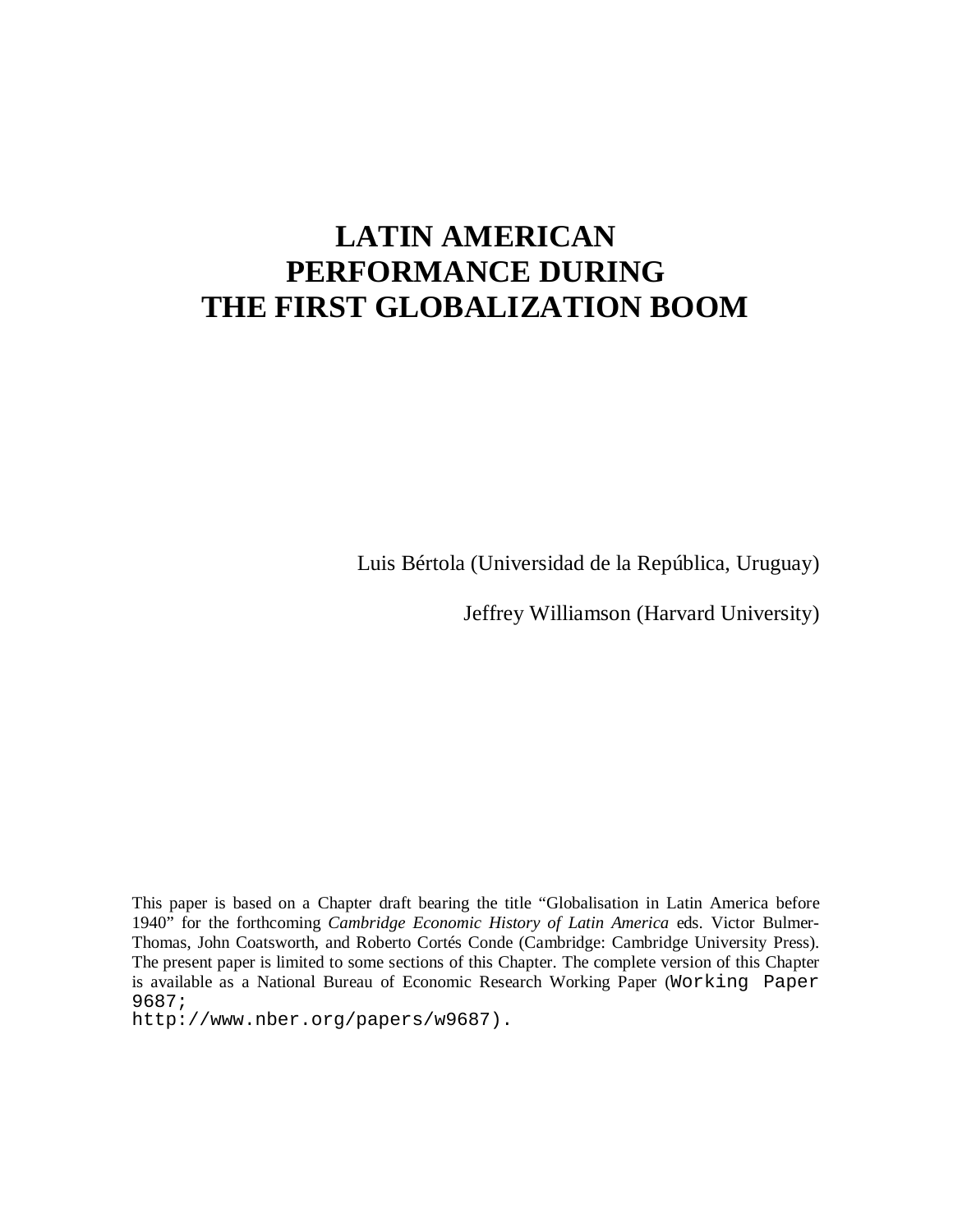# LATIN AMERICAN PERFORMANCE DURING THE FIRST GLOBALIZATION BOOM

Luis Bértola (Universidad de la República, Uruguay)

Jeffrey Williamson (Harvard University)

This paper is based on a Chapter draft bearing the title "Globalisation in Latin America before 1940" for the forthcoming *Cambridge Economic History of Latin America* eds. Victor Bulmer-Thomas, John Coatsworth, and Roberto Cortés Conde (Cambridge: Cambridge University Press). The present paper is limited to some sections of this Chapter. The complete version of this Chapter is available as a National Bureau of Economic Research Working Paper (Working Paper 9687; http://www.nber.org/papers/w9687).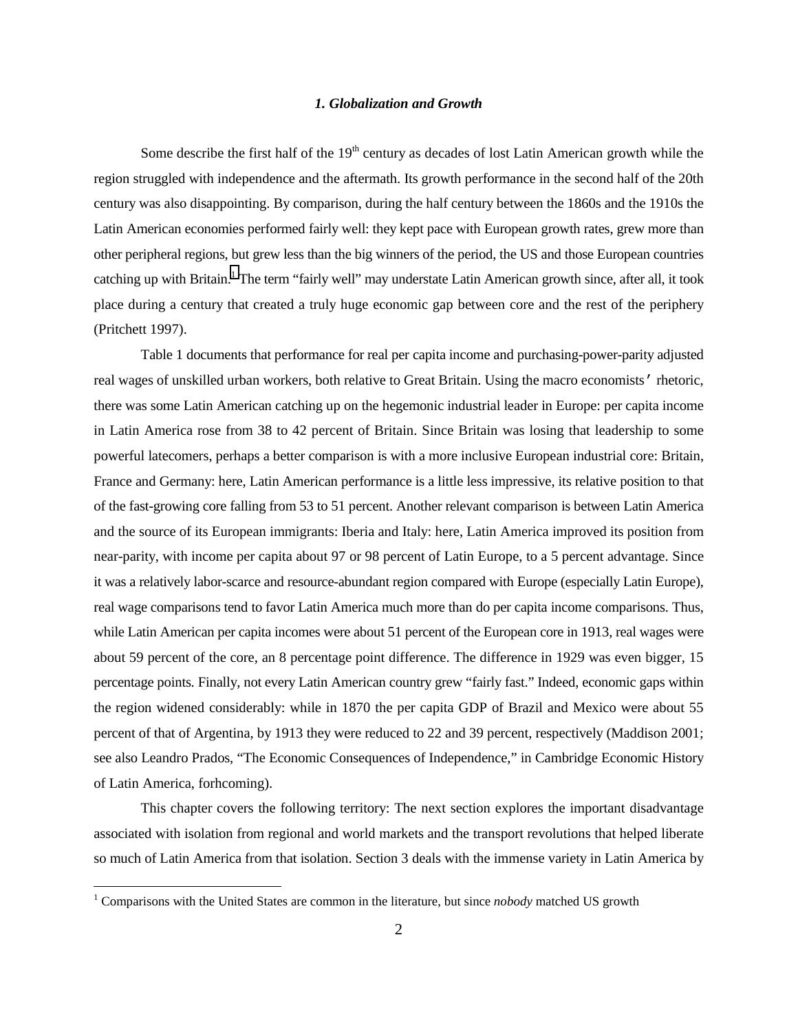### *1. Globalization and Growth*

Some describe the first half of the 19th century as decades of lost Latin American growth while the region struggled with independence and the aftermath. Its growth performance in the second half of the 20th century was also disappointing. By comparison, during the half century between the 1860s and the 1910s the Latin American economies performed fairly well: they kept pace with European growth rates, grew more than other peripheral regions, but grew less than the big winners of the period, the US and those European countries catching up with Britain.[1] The term "fairly well" may understate Latin American growth since, after all, it took place during a century that created a truly huge economic gap between core and the rest of the periphery (Pritchett 1997).

Table 1 documents that performance for real per capita income and purchasing-power-parity adjusted real wages of unskilled urban workers, both relative to Great Britain. Using the macro economists' rhetoric, there was some Latin American catching up on the hegemonic industrial leader in Europe: per capita income in Latin America rose from 38 to 42 percent of Britain. Since Britain was losing that leadership to some powerful latecomers, perhaps a better comparison is with a more inclusive European industrial core: Britain, France and Germany: here, Latin American performance is a little less impressive, its relative position to that of the fast-growing core falling from 53 to 51 percent. Another relevant comparison is between Latin America and the source of its European immigrants: Iberia and Italy: here, Latin America improved its position from near-parity, with income per capita about 97 or 98 percent of Latin Europe, to a 5 percent advantage. Since it was a relatively labor-scarce and resource-abundant region compared with Europe (especially Latin Europe), real wage comparisons tend to favor Latin America much more than do per capita income comparisons. Thus, while Latin American per capita incomes were about 51 percent of the European core in 1913, real wages were about 59 percent of the core, an 8 percentage point difference. The difference in 1929 was even bigger, 15 percentage points. Finally, not every Latin American country grew "fairly fast." Indeed, economic gaps within the region widened considerably: while in 1870 the per capita GDP of Brazil and Mexico were about 55 percent of that of Argentina, by 1913 they were reduced to 22 and 39 percent, respectively (Maddison 2001; see also Leandro Prados, "The Economic Consequences of Independence," in Cambridge Economic History of Latin America, forhcoming).

This chapter covers the following territory: The next section explores the important disadvantage associated with isolation from regional and world markets and the transport revolutions that helped liberate so much of Latin America from that isolation. Section 3 deals with the immense variety in Latin America by

[1] Comparisons with the United States are common in the literature, but since *nobody* matched US growth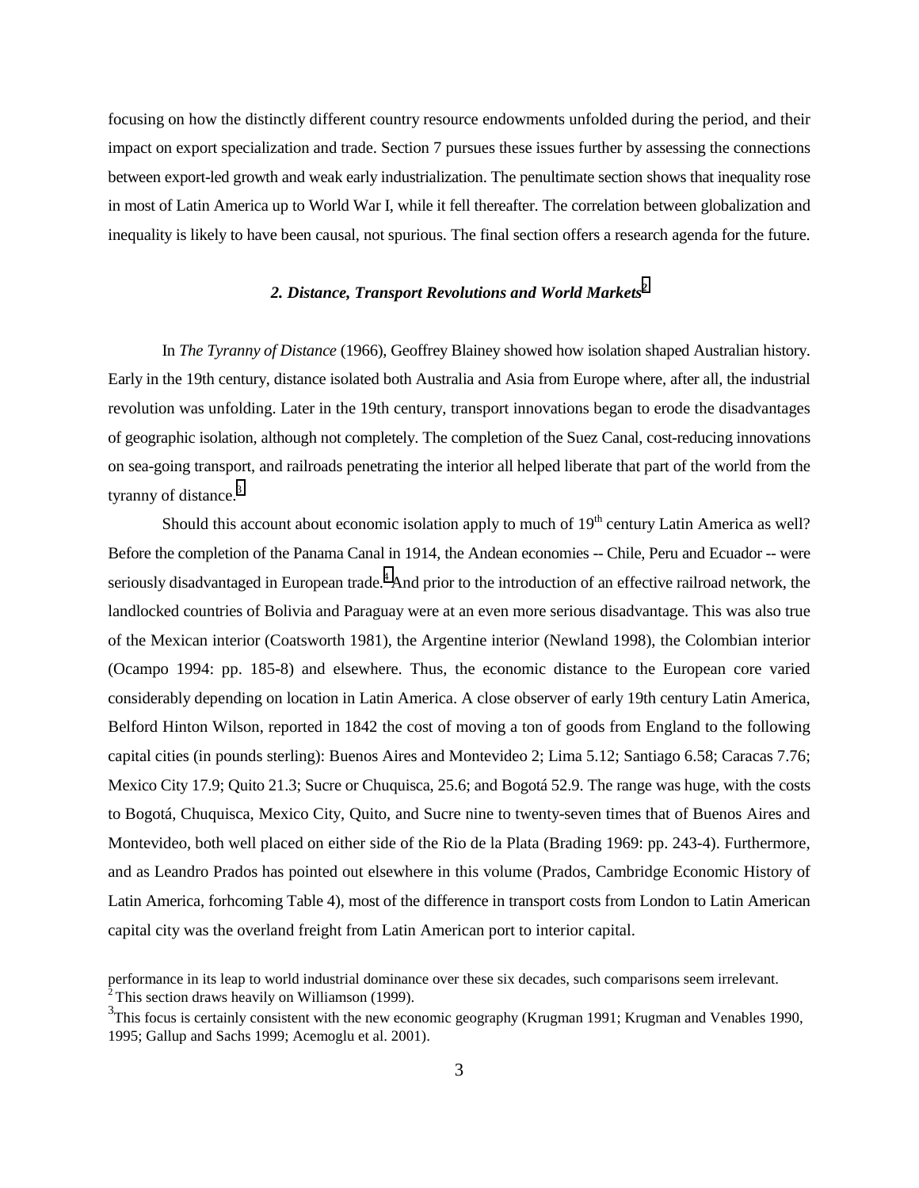focusing on how the distinctly different country resource endowments unfolded during the period, and their impact on export specialization and trade. Section 7 pursues these issues further by assessing the connections between export-led growth and weak early industrialization. The penultimate section shows that inequality rose in most of Latin America up to World War I, while it fell thereafter. The correlation between globalization and inequality is likely to have been causal, not spurious. The final section offers a research agenda for the future.

## *2. Distance, Transport Revolutions and World Markets*[2]

In *The Tyranny of Distance* (1966), Geoffrey Blainey showed how isolation shaped Australian history. Early in the 19th century, distance isolated both Australia and Asia from Europe where, after all, the industrial revolution was unfolding. Later in the 19th century, transport innovations began to erode the disadvantages of geographic isolation, although not completely. The completion of the Suez Canal, cost-reducing innovations on sea-going transport, and railroads penetrating the interior all helped liberate that part of the world from the tyranny of distance.[3]

Should this account about economic isolation apply to much of 19$^{th}$ century Latin America as well? Before the completion of the Panama Canal in 1914, the Andean economies -- Chile, Peru and Ecuador -- were seriously disadvantaged in European trade.[4] And prior to the introduction of an effective railroad network, the landlocked countries of Bolivia and Paraguay were at an even more serious disadvantage. This was also true of the Mexican interior (Coatsworth 1981), the Argentine interior (Newland 1998), the Colombian interior (Ocampo 1994: pp. 185-8) and elsewhere. Thus, the economic distance to the European core varied considerably depending on location in Latin America. A close observer of early 19th century Latin America, Belford Hinton Wilson, reported in 1842 the cost of moving a ton of goods from England to the following capital cities (in pounds sterling): Buenos Aires and Montevideo 2; Lima 5.12; Santiago 6.58; Caracas 7.76; Mexico City 17.9; Quito 21.3; Sucre or Chuquisca, 25.6; and Bogotá 52.9. The range was huge, with the costs to Bogotá, Chuquisca, Mexico City, Quito, and Sucre nine to twenty-seven times that of Buenos Aires and Montevideo, both well placed on either side of the Rio de la Plata (Brading 1969: pp. 243-4). Furthermore, and as Leandro Prados has pointed out elsewhere in this volume (Prados, Cambridge Economic History of Latin America, forhcoming Table 4), most of the difference in transport costs from London to Latin American capital city was the overland freight from Latin American port to interior capital.

---

performance in its leap to world industrial dominance over these six decades, such comparisons seem irrelevant.

[2] This section draws heavily on Williamson (1999).

[3] This focus is certainly consistent with the new economic geography (Krugman 1991; Krugman and Venables 1990, 1995; Gallup and Sachs 1999; Acemoglu et al. 2001).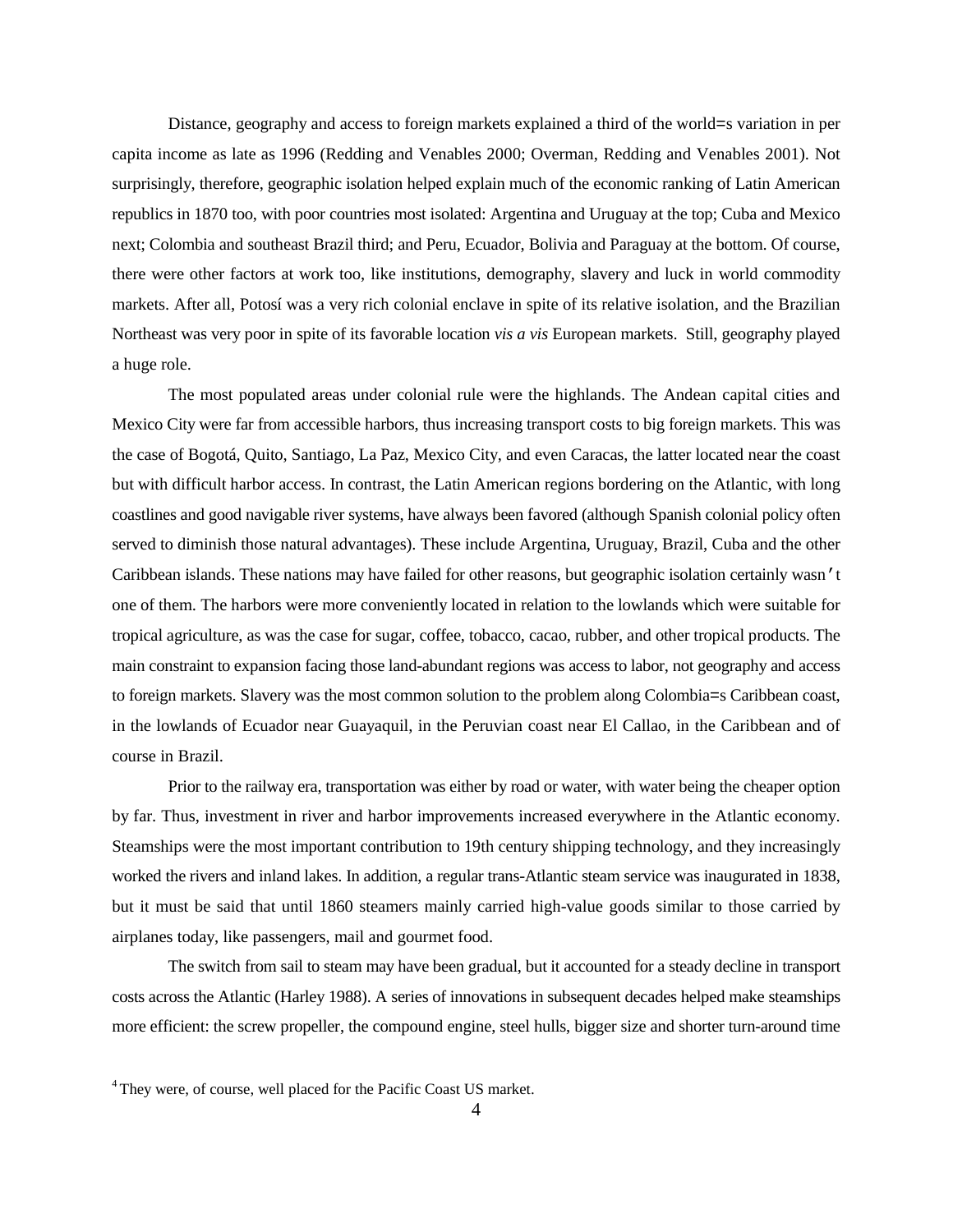Distance, geography and access to foreign markets explained a third of the world=s variation in per capita income as late as 1996 (Redding and Venables 2000; Overman, Redding and Venables 2001). Not surprisingly, therefore, geographic isolation helped explain much of the economic ranking of Latin American republics in 1870 too, with poor countries most isolated: Argentina and Uruguay at the top; Cuba and Mexico next; Colombia and southeast Brazil third; and Peru, Ecuador, Bolivia and Paraguay at the bottom. Of course, there were other factors at work too, like institutions, demography, slavery and luck in world commodity markets. After all, Potosí was a very rich colonial enclave in spite of its relative isolation, and the Brazilian Northeast was very poor in spite of its favorable location *vis a vis* European markets. Still, geography played a huge role.

The most populated areas under colonial rule were the highlands. The Andean capital cities and Mexico City were far from accessible harbors, thus increasing transport costs to big foreign markets. This was the case of Bogotá, Quito, Santiago, La Paz, Mexico City, and even Caracas, the latter located near the coast but with difficult harbor access. In contrast, the Latin American regions bordering on the Atlantic, with long coastlines and good navigable river systems, have always been favored (although Spanish colonial policy often served to diminish those natural advantages). These include Argentina, Uruguay, Brazil, Cuba and the other Caribbean islands. These nations may have failed for other reasons, but geographic isolation certainly wasn't one of them. The harbors were more conveniently located in relation to the lowlands which were suitable for tropical agriculture, as was the case for sugar, coffee, tobacco, cacao, rubber, and other tropical products. The main constraint to expansion facing those land-abundant regions was access to labor, not geography and access to foreign markets. Slavery was the most common solution to the problem along Colombia=s Caribbean coast, in the lowlands of Ecuador near Guayaquil, in the Peruvian coast near El Callao, in the Caribbean and of course in Brazil.

Prior to the railway era, transportation was either by road or water, with water being the cheaper option by far. Thus, investment in river and harbor improvements increased everywhere in the Atlantic economy. Steamships were the most important contribution to 19th century shipping technology, and they increasingly worked the rivers and inland lakes. In addition, a regular trans-Atlantic steam service was inaugurated in 1838, but it must be said that until 1860 steamers mainly carried high-value goods similar to those carried by airplanes today, like passengers, mail and gourmet food.

The switch from sail to steam may have been gradual, but it accounted for a steady decline in transport costs across the Atlantic (Harley 1988). A series of innovations in subsequent decades helped make steamships more efficient: the screw propeller, the compound engine, steel hulls, bigger size and shorter turn-around time

[4] They were, of course, well placed for the Pacific Coast US market.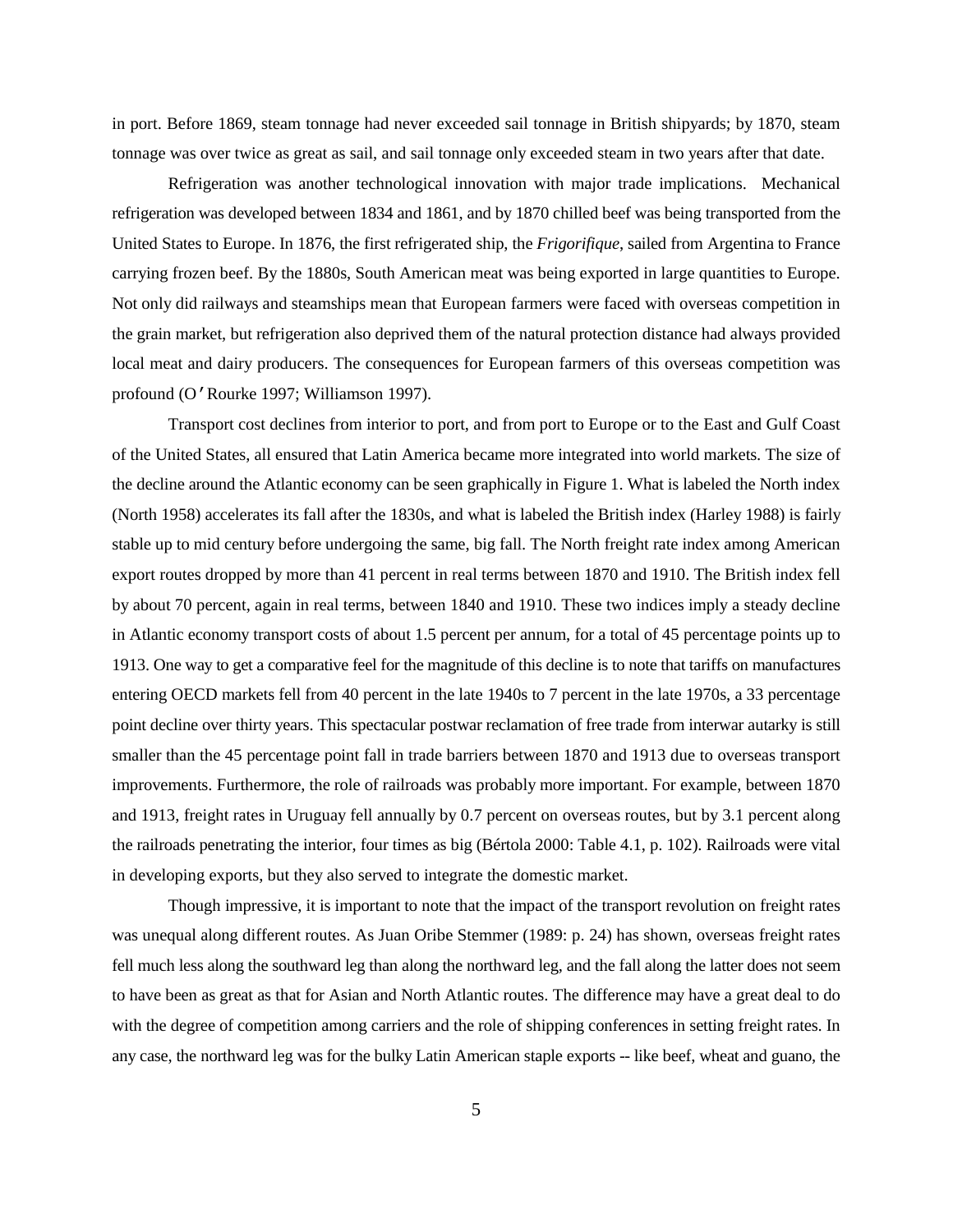in port. Before 1869, steam tonnage had never exceeded sail tonnage in British shipyards; by 1870, steam tonnage was over twice as great as sail, and sail tonnage only exceeded steam in two years after that date.

Refrigeration was another technological innovation with major trade implications. Mechanical refrigeration was developed between 1834 and 1861, and by 1870 chilled beef was being transported from the United States to Europe. In 1876, the first refrigerated ship, the *Frigorifique*, sailed from Argentina to France carrying frozen beef. By the 1880s, South American meat was being exported in large quantities to Europe. Not only did railways and steamships mean that European farmers were faced with overseas competition in the grain market, but refrigeration also deprived them of the natural protection distance had always provided local meat and dairy producers. The consequences for European farmers of this overseas competition was profound (O'Rourke 1997; Williamson 1997).

Transport cost declines from interior to port, and from port to Europe or to the East and Gulf Coast of the United States, all ensured that Latin America became more integrated into world markets. The size of the decline around the Atlantic economy can be seen graphically in Figure 1. What is labeled the North index (North 1958) accelerates its fall after the 1830s, and what is labeled the British index (Harley 1988) is fairly stable up to mid century before undergoing the same, big fall. The North freight rate index among American export routes dropped by more than 41 percent in real terms between 1870 and 1910. The British index fell by about 70 percent, again in real terms, between 1840 and 1910. These two indices imply a steady decline in Atlantic economy transport costs of about 1.5 percent per annum, for a total of 45 percentage points up to 1913. One way to get a comparative feel for the magnitude of this decline is to note that tariffs on manufactures entering OECD markets fell from 40 percent in the late 1940s to 7 percent in the late 1970s, a 33 percentage point decline over thirty years. This spectacular postwar reclamation of free trade from interwar autarky is still smaller than the 45 percentage point fall in trade barriers between 1870 and 1913 due to overseas transport improvements. Furthermore, the role of railroads was probably more important. For example, between 1870 and 1913, freight rates in Uruguay fell annually by 0.7 percent on overseas routes, but by 3.1 percent along the railroads penetrating the interior, four times as big (Bértola 2000: Table 4.1, p. 102). Railroads were vital in developing exports, but they also served to integrate the domestic market.

Though impressive, it is important to note that the impact of the transport revolution on freight rates was unequal along different routes. As Juan Oribe Stemmer (1989: p. 24) has shown, overseas freight rates fell much less along the southward leg than along the northward leg, and the fall along the latter does not seem to have been as great as that for Asian and North Atlantic routes. The difference may have a great deal to do with the degree of competition among carriers and the role of shipping conferences in setting freight rates. In any case, the northward leg was for the bulky Latin American staple exports -- like beef, wheat and guano, the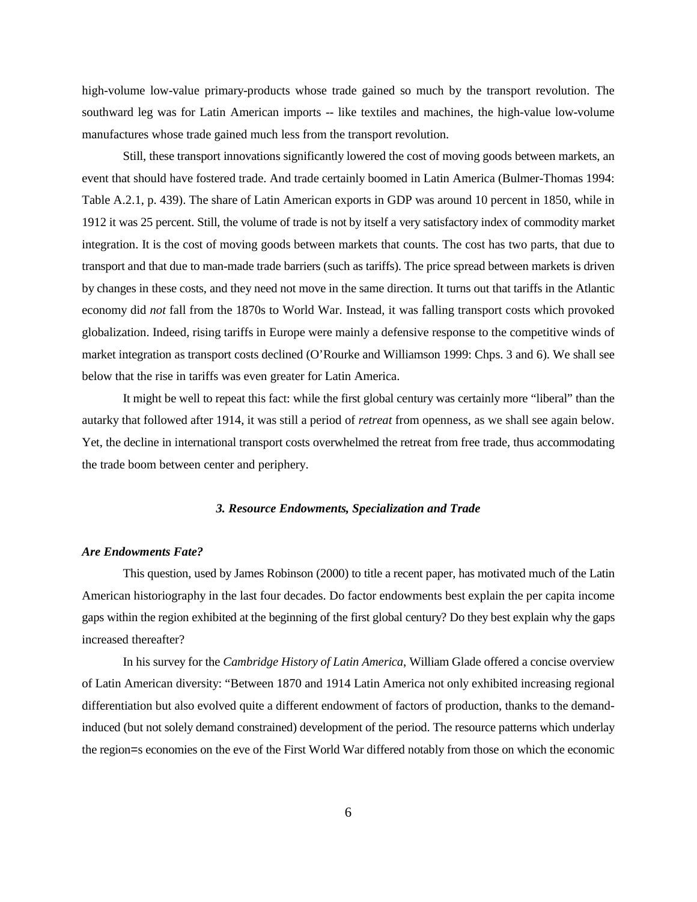high-volume low-value primary-products whose trade gained so much by the transport revolution. The southward leg was for Latin American imports -- like textiles and machines, the high-value low-volume manufactures whose trade gained much less from the transport revolution.

Still, these transport innovations significantly lowered the cost of moving goods between markets, an event that should have fostered trade. And trade certainly boomed in Latin America (Bulmer-Thomas 1994: Table A.2.1, p. 439). The share of Latin American exports in GDP was around 10 percent in 1850, while in 1912 it was 25 percent. Still, the volume of trade is not by itself a very satisfactory index of commodity market integration. It is the cost of moving goods between markets that counts. The cost has two parts, that due to transport and that due to man-made trade barriers (such as tariffs). The price spread between markets is driven by changes in these costs, and they need not move in the same direction. It turns out that tariffs in the Atlantic economy did *not* fall from the 1870s to World War. Instead, it was falling transport costs which provoked globalization. Indeed, rising tariffs in Europe were mainly a defensive response to the competitive winds of market integration as transport costs declined (O'Rourke and Williamson 1999: Chps. 3 and 6). We shall see below that the rise in tariffs was even greater for Latin America.

It might be well to repeat this fact: while the first global century was certainly more "liberal" than the autarky that followed after 1914, it was still a period of *retreat* from openness, as we shall see again below. Yet, the decline in international transport costs overwhelmed the retreat from free trade, thus accommodating the trade boom between center and periphery.

## *3. Resource Endowments, Specialization and Trade*

### *Are Endowments Fate?*

This question, used by James Robinson (2000) to title a recent paper, has motivated much of the Latin American historiography in the last four decades. Do factor endowments best explain the per capita income gaps within the region exhibited at the beginning of the first global century? Do they best explain why the gaps increased thereafter?

In his survey for the *Cambridge History of Latin America*, William Glade offered a concise overview of Latin American diversity: "Between 1870 and 1914 Latin America not only exhibited increasing regional differentiation but also evolved quite a different endowment of factors of production, thanks to the demand-induced (but not solely demand constrained) development of the period. The resource patterns which underlay the region=s economies on the eve of the First World War differed notably from those on which the economic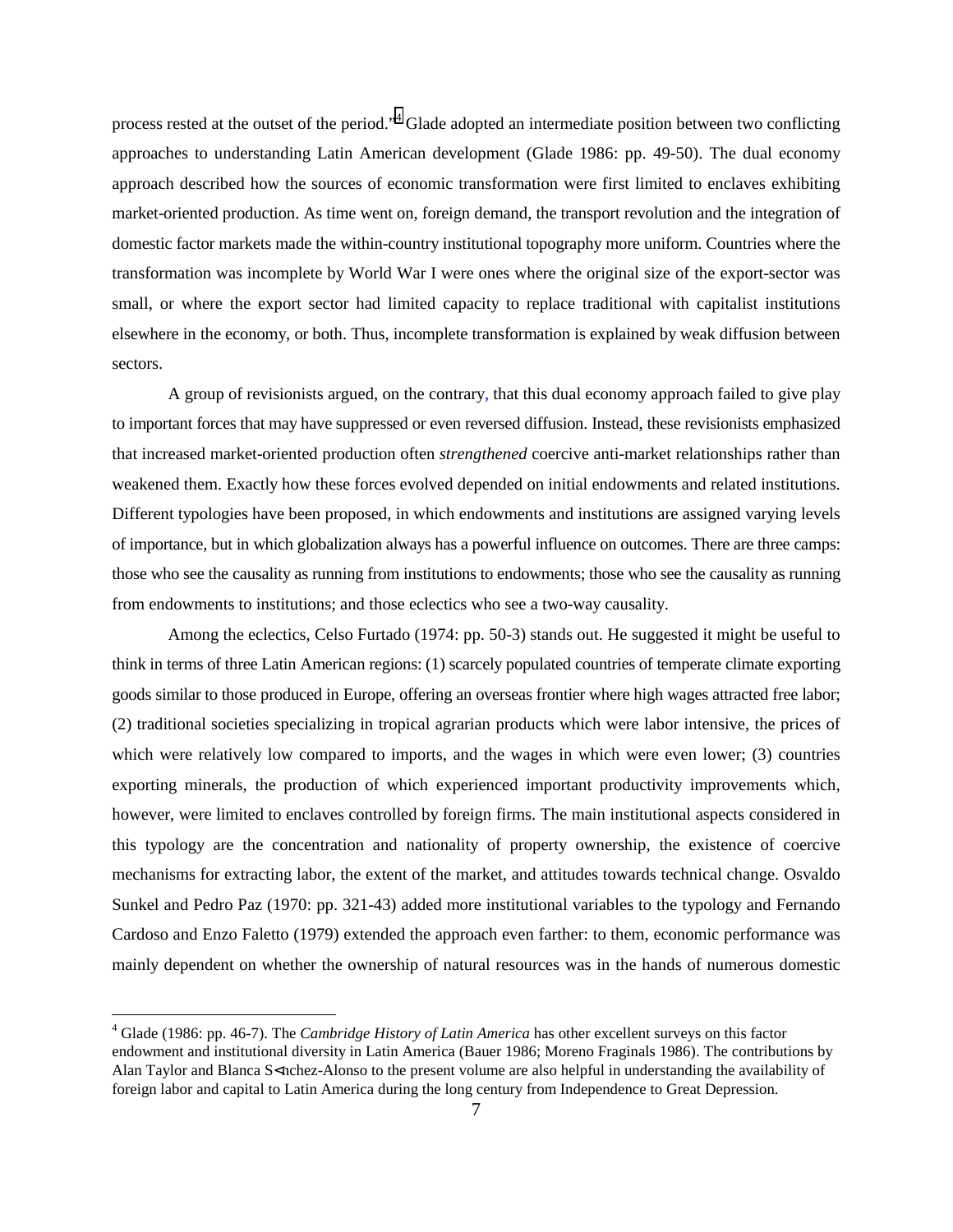process rested at the outset of the period."[4] Glade adopted an intermediate position between two conflicting approaches to understanding Latin American development (Glade 1986: pp. 49-50). The dual economy approach described how the sources of economic transformation were first limited to enclaves exhibiting market-oriented production. As time went on, foreign demand, the transport revolution and the integration of domestic factor markets made the within-country institutional topography more uniform. Countries where the transformation was incomplete by World War I were ones where the original size of the export-sector was small, or where the export sector had limited capacity to replace traditional with capitalist institutions elsewhere in the economy, or both. Thus, incomplete transformation is explained by weak diffusion between sectors.

A group of revisionists argued, on the contrary, that this dual economy approach failed to give play to important forces that may have suppressed or even reversed diffusion. Instead, these revisionists emphasized that increased market-oriented production often *strengthened* coercive anti-market relationships rather than weakened them. Exactly how these forces evolved depended on initial endowments and related institutions. Different typologies have been proposed, in which endowments and institutions are assigned varying levels of importance, but in which globalization always has a powerful influence on outcomes. There are three camps: those who see the causality as running from institutions to endowments; those who see the causality as running from endowments to institutions; and those eclectics who see a two-way causality.

Among the eclectics, Celso Furtado (1974: pp. 50-3) stands out. He suggested it might be useful to think in terms of three Latin American regions: (1) scarcely populated countries of temperate climate exporting goods similar to those produced in Europe, offering an overseas frontier where high wages attracted free labor; (2) traditional societies specializing in tropical agrarian products which were labor intensive, the prices of which were relatively low compared to imports, and the wages in which were even lower; (3) countries exporting minerals, the production of which experienced important productivity improvements which, however, were limited to enclaves controlled by foreign firms. The main institutional aspects considered in this typology are the concentration and nationality of property ownership, the existence of coercive mechanisms for extracting labor, the extent of the market, and attitudes towards technical change. Osvaldo Sunkel and Pedro Paz (1970: pp. 321-43) added more institutional variables to the typology and Fernando Cardoso and Enzo Faletto (1979) extended the approach even farther: to them, economic performance was mainly dependent on whether the ownership of natural resources was in the hands of numerous domestic

---

[4] Glade (1986: pp. 46-7). The *Cambridge History of Latin America* has other excellent surveys on this factor endowment and institutional diversity in Latin America (Bauer 1986; Moreno Fraginals 1986). The contributions by Alan Taylor and Blanca S<nchez-Alonso to the present volume are also helpful in understanding the availability of foreign labor and capital to Latin America during the long century from Independence to Great Depression.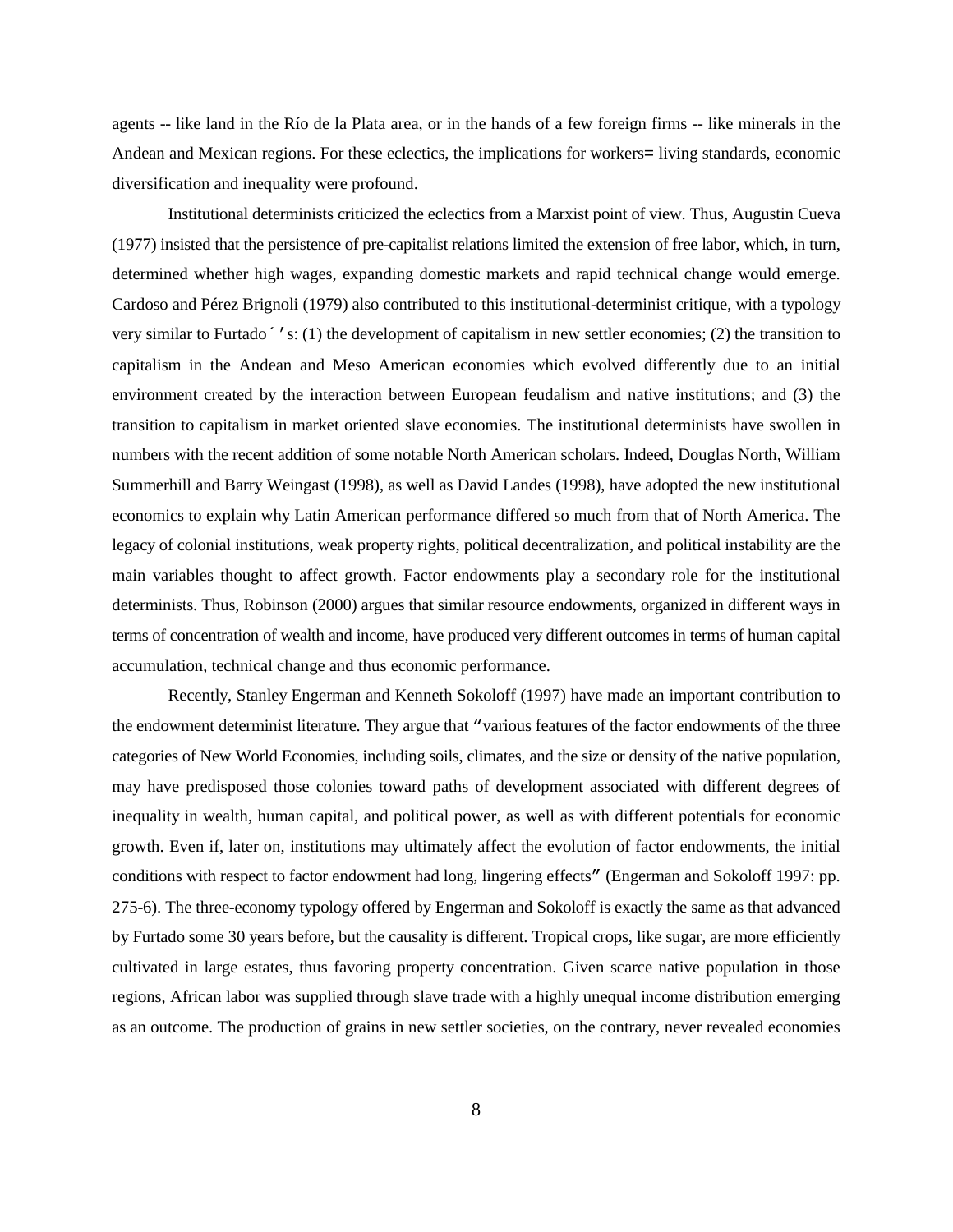agents -- like land in the Río de la Plata area, or in the hands of a few foreign firms -- like minerals in the Andean and Mexican regions. For these eclectics, the implications for workers= living standards, economic diversification and inequality were profound.

Institutional determinists criticized the eclectics from a Marxist point of view. Thus, Augustin Cueva (1977) insisted that the persistence of pre-capitalist relations limited the extension of free labor, which, in turn, determined whether high wages, expanding domestic markets and rapid technical change would emerge. Cardoso and Pérez Brignoli (1979) also contributed to this institutional-determinist critique, with a typology very similar to Furtado´ʼs: (1) the development of capitalism in new settler economies; (2) the transition to capitalism in the Andean and Meso American economies which evolved differently due to an initial environment created by the interaction between European feudalism and native institutions; and (3) the transition to capitalism in market oriented slave economies. The institutional determinists have swollen in numbers with the recent addition of some notable North American scholars. Indeed, Douglas North, William Summerhill and Barry Weingast (1998), as well as David Landes (1998), have adopted the new institutional economics to explain why Latin American performance differed so much from that of North America. The legacy of colonial institutions, weak property rights, political decentralization, and political instability are the main variables thought to affect growth. Factor endowments play a secondary role for the institutional determinists. Thus, Robinson (2000) argues that similar resource endowments, organized in different ways in terms of concentration of wealth and income, have produced very different outcomes in terms of human capital accumulation, technical change and thus economic performance.

Recently, Stanley Engerman and Kenneth Sokoloff (1997) have made an important contribution to the endowment determinist literature. They argue that "various features of the factor endowments of the three categories of New World Economies, including soils, climates, and the size or density of the native population, may have predisposed those colonies toward paths of development associated with different degrees of inequality in wealth, human capital, and political power, as well as with different potentials for economic growth. Even if, later on, institutions may ultimately affect the evolution of factor endowments, the initial conditions with respect to factor endowment had long, lingering effects" (Engerman and Sokoloff 1997: pp. 275-6). The three-economy typology offered by Engerman and Sokoloff is exactly the same as that advanced by Furtado some 30 years before, but the causality is different. Tropical crops, like sugar, are more efficiently cultivated in large estates, thus favoring property concentration. Given scarce native population in those regions, African labor was supplied through slave trade with a highly unequal income distribution emerging as an outcome. The production of grains in new settler societies, on the contrary, never revealed economies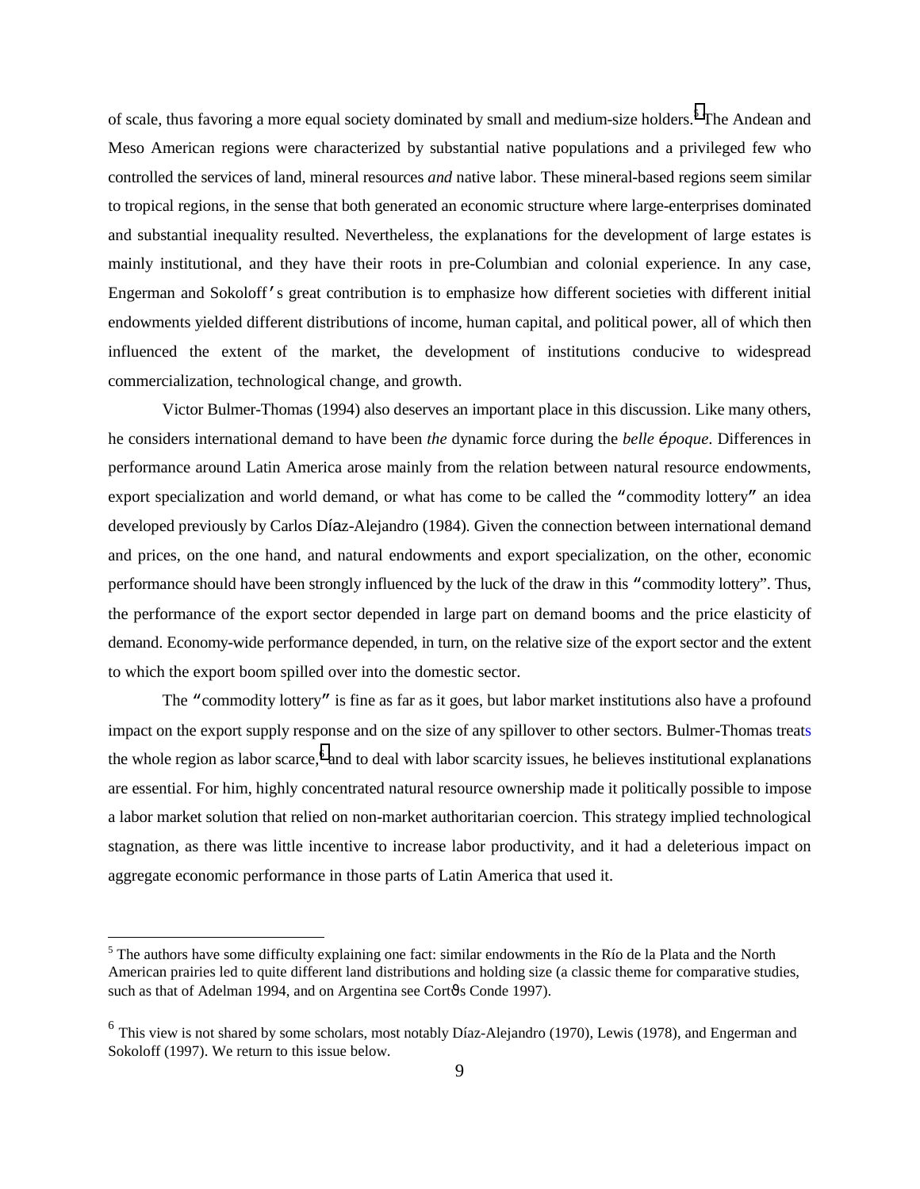of scale, thus favoring a more equal society dominated by small and medium-size holders.[5] The Andean and Meso American regions were characterized by substantial native populations and a privileged few who controlled the services of land, mineral resources *and* native labor. These mineral-based regions seem similar to tropical regions, in the sense that both generated an economic structure where large-enterprises dominated and substantial inequality resulted. Nevertheless, the explanations for the development of large estates is mainly institutional, and they have their roots in pre-Columbian and colonial experience. In any case, Engerman and Sokoloff's great contribution is to emphasize how different societies with different initial endowments yielded different distributions of income, human capital, and political power, all of which then influenced the extent of the market, the development of institutions conducive to widespread commercialization, technological change, and growth.

Victor Bulmer-Thomas (1994) also deserves an important place in this discussion. Like many others, he considers international demand to have been *the* dynamic force during the *belle époque*. Differences in performance around Latin America arose mainly from the relation between natural resource endowments, export specialization and world demand, or what has come to be called the "commodity lottery" an idea developed previously by Carlos Díaz-Alejandro (1984). Given the connection between international demand and prices, on the one hand, and natural endowments and export specialization, on the other, economic performance should have been strongly influenced by the luck of the draw in this "commodity lottery". Thus, the performance of the export sector depended in large part on demand booms and the price elasticity of demand. Economy-wide performance depended, in turn, on the relative size of the export sector and the extent to which the export boom spilled over into the domestic sector.

The "commodity lottery" is fine as far as it goes, but labor market institutions also have a profound impact on the export supply response and on the size of any spillover to other sectors. Bulmer-Thomas treats the whole region as labor scarce,[6] and to deal with labor scarcity issues, he believes institutional explanations are essential. For him, highly concentrated natural resource ownership made it politically possible to impose a labor market solution that relied on non-market authoritarian coercion. This strategy implied technological stagnation, as there was little incentive to increase labor productivity, and it had a deleterious impact on aggregate economic performance in those parts of Latin America that used it.

---

[5] The authors have some difficulty explaining one fact: similar endowments in the Río de la Plata and the North American prairies led to quite different land distributions and holding size (a classic theme for comparative studies, such as that of Adelman 1994, and on Argentina see Cortés Conde 1997).

[6] This view is not shared by some scholars, most notably Díaz-Alejandro (1970), Lewis (1978), and Engerman and Sokoloff (1997). We return to this issue below.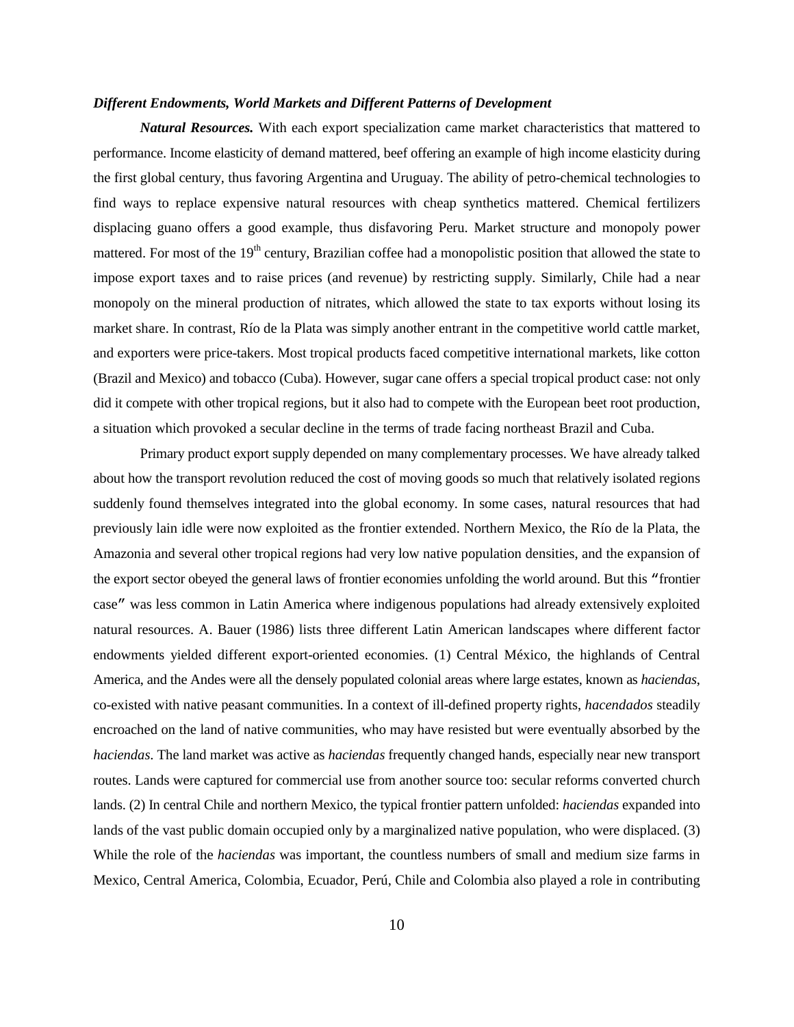***Different Endowments, World Markets and Different Patterns of Development***

***Natural Resources.*** With each export specialization came market characteristics that mattered to performance. Income elasticity of demand mattered, beef offering an example of high income elasticity during the first global century, thus favoring Argentina and Uruguay. The ability of petro-chemical technologies to find ways to replace expensive natural resources with cheap synthetics mattered. Chemical fertilizers displacing guano offers a good example, thus disfavoring Peru. Market structure and monopoly power mattered. For most of the 19th century, Brazilian coffee had a monopolistic position that allowed the state to impose export taxes and to raise prices (and revenue) by restricting supply. Similarly, Chile had a near monopoly on the mineral production of nitrates, which allowed the state to tax exports without losing its market share. In contrast, Río de la Plata was simply another entrant in the competitive world cattle market, and exporters were price-takers. Most tropical products faced competitive international markets, like cotton (Brazil and Mexico) and tobacco (Cuba). However, sugar cane offers a special tropical product case: not only did it compete with other tropical regions, but it also had to compete with the European beet root production, a situation which provoked a secular decline in the terms of trade facing northeast Brazil and Cuba.

Primary product export supply depended on many complementary processes. We have already talked about how the transport revolution reduced the cost of moving goods so much that relatively isolated regions suddenly found themselves integrated into the global economy. In some cases, natural resources that had previously lain idle were now exploited as the frontier extended. Northern Mexico, the Río de la Plata, the Amazonia and several other tropical regions had very low native population densities, and the expansion of the export sector obeyed the general laws of frontier economies unfolding the world around. But this "frontier case" was less common in Latin America where indigenous populations had already extensively exploited natural resources. A. Bauer (1986) lists three different Latin American landscapes where different factor endowments yielded different export-oriented economies. (1) Central México, the highlands of Central America, and the Andes were all the densely populated colonial areas where large estates, known as *haciendas*, co-existed with native peasant communities. In a context of ill-defined property rights, *hacendados* steadily encroached on the land of native communities, who may have resisted but were eventually absorbed by the *haciendas*. The land market was active as *haciendas* frequently changed hands, especially near new transport routes. Lands were captured for commercial use from another source too: secular reforms converted church lands. (2) In central Chile and northern Mexico, the typical frontier pattern unfolded: *haciendas* expanded into lands of the vast public domain occupied only by a marginalized native population, who were displaced. (3) While the role of the *haciendas* was important, the countless numbers of small and medium size farms in Mexico, Central America, Colombia, Ecuador, Perú, Chile and Colombia also played a role in contributing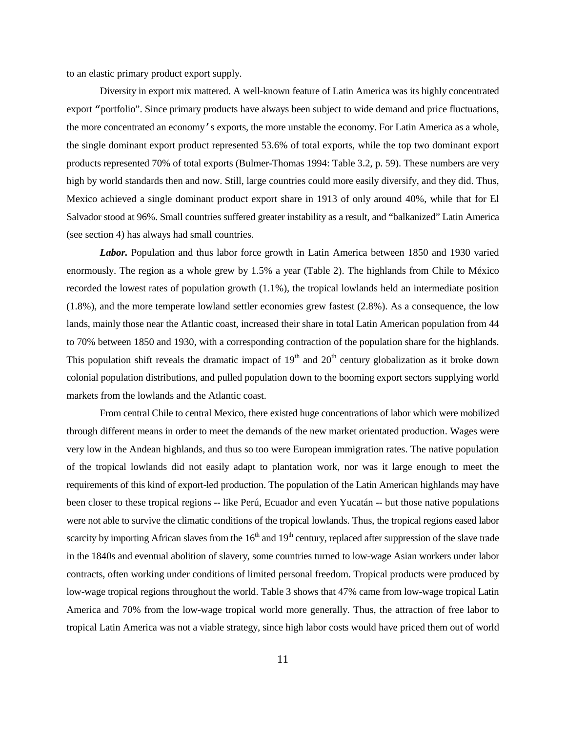to an elastic primary product export supply.

Diversity in export mix mattered. A well-known feature of Latin America was its highly concentrated export "portfolio". Since primary products have always been subject to wide demand and price fluctuations, the more concentrated an economy's exports, the more unstable the economy. For Latin America as a whole, the single dominant export product represented 53.6% of total exports, while the top two dominant export products represented 70% of total exports (Bulmer-Thomas 1994: Table 3.2, p. 59). These numbers are very high by world standards then and now. Still, large countries could more easily diversify, and they did. Thus, Mexico achieved a single dominant product export share in 1913 of only around 40%, while that for El Salvador stood at 96%. Small countries suffered greater instability as a result, and "balkanized" Latin America (see section 4) has always had small countries.

***Labor.*** Population and thus labor force growth in Latin America between 1850 and 1930 varied enormously. The region as a whole grew by 1.5% a year (Table 2). The highlands from Chile to México recorded the lowest rates of population growth (1.1%), the tropical lowlands held an intermediate position (1.8%), and the more temperate lowland settler economies grew fastest (2.8%). As a consequence, the low lands, mainly those near the Atlantic coast, increased their share in total Latin American population from 44 to 70% between 1850 and 1930, with a corresponding contraction of the population share for the highlands. This population shift reveals the dramatic impact of 19th and 20th century globalization as it broke down colonial population distributions, and pulled population down to the booming export sectors supplying world markets from the lowlands and the Atlantic coast.

From central Chile to central Mexico, there existed huge concentrations of labor which were mobilized through different means in order to meet the demands of the new market orientated production. Wages were very low in the Andean highlands, and thus so too were European immigration rates. The native population of the tropical lowlands did not easily adapt to plantation work, nor was it large enough to meet the requirements of this kind of export-led production. The population of the Latin American highlands may have been closer to these tropical regions -- like Perú, Ecuador and even Yucatán -- but those native populations were not able to survive the climatic conditions of the tropical lowlands. Thus, the tropical regions eased labor scarcity by importing African slaves from the 16th and 19th century, replaced after suppression of the slave trade in the 1840s and eventual abolition of slavery, some countries turned to low-wage Asian workers under labor contracts, often working under conditions of limited personal freedom. Tropical products were produced by low-wage tropical regions throughout the world. Table 3 shows that 47% came from low-wage tropical Latin America and 70% from the low-wage tropical world more generally. Thus, the attraction of free labor to tropical Latin America was not a viable strategy, since high labor costs would have priced them out of world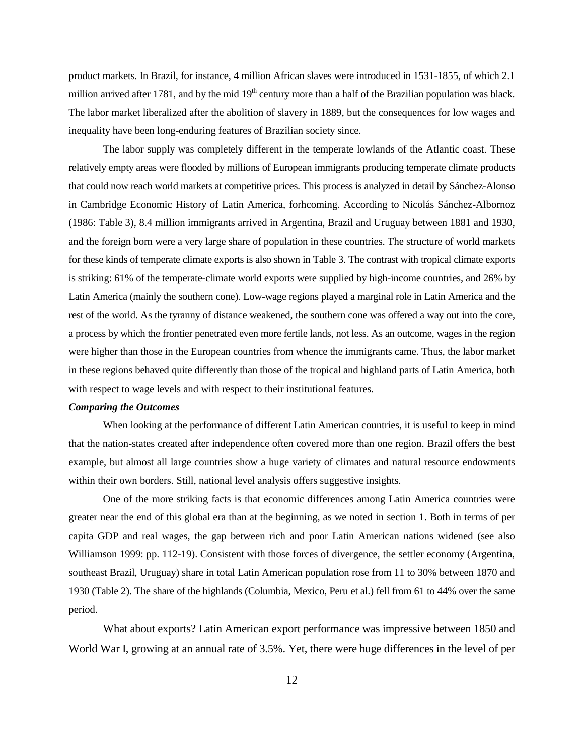product markets. In Brazil, for instance, 4 million African slaves were introduced in 1531-1855, of which 2.1 million arrived after 1781, and by the mid 19th century more than a half of the Brazilian population was black. The labor market liberalized after the abolition of slavery in 1889, but the consequences for low wages and inequality have been long-enduring features of Brazilian society since.

The labor supply was completely different in the temperate lowlands of the Atlantic coast. These relatively empty areas were flooded by millions of European immigrants producing temperate climate products that could now reach world markets at competitive prices. This process is analyzed in detail by Sánchez-Alonso in Cambridge Economic History of Latin America, forhcoming. According to Nicolás Sánchez-Albornoz (1986: Table 3), 8.4 million immigrants arrived in Argentina, Brazil and Uruguay between 1881 and 1930, and the foreign born were a very large share of population in these countries. The structure of world markets for these kinds of temperate climate exports is also shown in Table 3. The contrast with tropical climate exports is striking: 61% of the temperate-climate world exports were supplied by high-income countries, and 26% by Latin America (mainly the southern cone). Low-wage regions played a marginal role in Latin America and the rest of the world. As the tyranny of distance weakened, the southern cone was offered a way out into the core, a process by which the frontier penetrated even more fertile lands, not less. As an outcome, wages in the region were higher than those in the European countries from whence the immigrants came. Thus, the labor market in these regions behaved quite differently than those of the tropical and highland parts of Latin America, both with respect to wage levels and with respect to their institutional features.

***Comparing the Outcomes***

When looking at the performance of different Latin American countries, it is useful to keep in mind that the nation-states created after independence often covered more than one region. Brazil offers the best example, but almost all large countries show a huge variety of climates and natural resource endowments within their own borders. Still, national level analysis offers suggestive insights.

One of the more striking facts is that economic differences among Latin America countries were greater near the end of this global era than at the beginning, as we noted in section 1. Both in terms of per capita GDP and real wages, the gap between rich and poor Latin American nations widened (see also Williamson 1999: pp. 112-19). Consistent with those forces of divergence, the settler economy (Argentina, southeast Brazil, Uruguay) share in total Latin American population rose from 11 to 30% between 1870 and 1930 (Table 2). The share of the highlands (Columbia, Mexico, Peru et al.) fell from 61 to 44% over the same period.

What about exports? Latin American export performance was impressive between 1850 and World War I, growing at an annual rate of 3.5%. Yet, there were huge differences in the level of per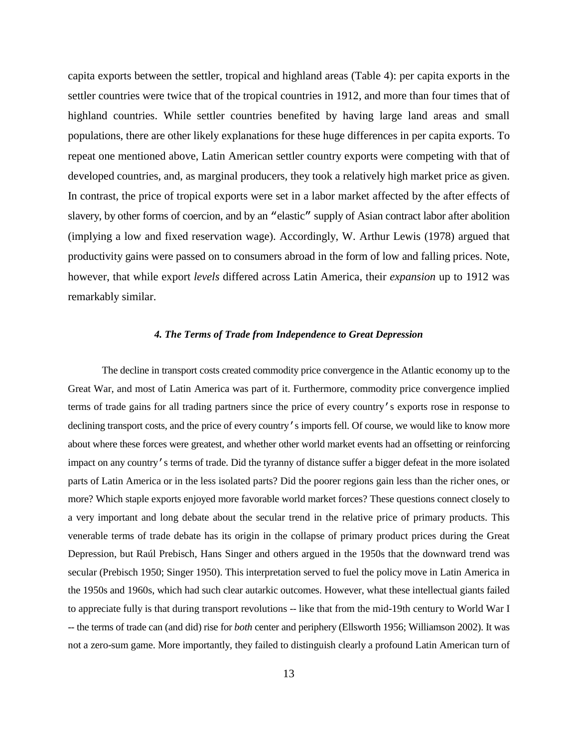capita exports between the settler, tropical and highland areas (Table 4): per capita exports in the settler countries were twice that of the tropical countries in 1912, and more than four times that of highland countries. While settler countries benefited by having large land areas and small populations, there are other likely explanations for these huge differences in per capita exports. To repeat one mentioned above, Latin American settler country exports were competing with that of developed countries, and, as marginal producers, they took a relatively high market price as given. In contrast, the price of tropical exports were set in a labor market affected by the after effects of slavery, by other forms of coercion, and by an "elastic" supply of Asian contract labor after abolition (implying a low and fixed reservation wage). Accordingly, W. Arthur Lewis (1978) argued that productivity gains were passed on to consumers abroad in the form of low and falling prices. Note, however, that while export *levels* differed across Latin America, their *expansion* up to 1912 was remarkably similar.

### *4. The Terms of Trade from Independence to Great Depression*

The decline in transport costs created commodity price convergence in the Atlantic economy up to the Great War, and most of Latin America was part of it. Furthermore, commodity price convergence implied terms of trade gains for all trading partners since the price of every country's exports rose in response to declining transport costs, and the price of every country's imports fell. Of course, we would like to know more about where these forces were greatest, and whether other world market events had an offsetting or reinforcing impact on any country's terms of trade. Did the tyranny of distance suffer a bigger defeat in the more isolated parts of Latin America or in the less isolated parts? Did the poorer regions gain less than the richer ones, or more? Which staple exports enjoyed more favorable world market forces? These questions connect closely to a very important and long debate about the secular trend in the relative price of primary products. This venerable terms of trade debate has its origin in the collapse of primary product prices during the Great Depression, but Raúl Prebisch, Hans Singer and others argued in the 1950s that the downward trend was secular (Prebisch 1950; Singer 1950). This interpretation served to fuel the policy move in Latin America in the 1950s and 1960s, which had such clear autarkic outcomes. However, what these intellectual giants failed to appreciate fully is that during transport revolutions -- like that from the mid-19th century to World War I -- the terms of trade can (and did) rise for *both* center and periphery (Ellsworth 1956; Williamson 2002). It was not a zero-sum game. More importantly, they failed to distinguish clearly a profound Latin American turn of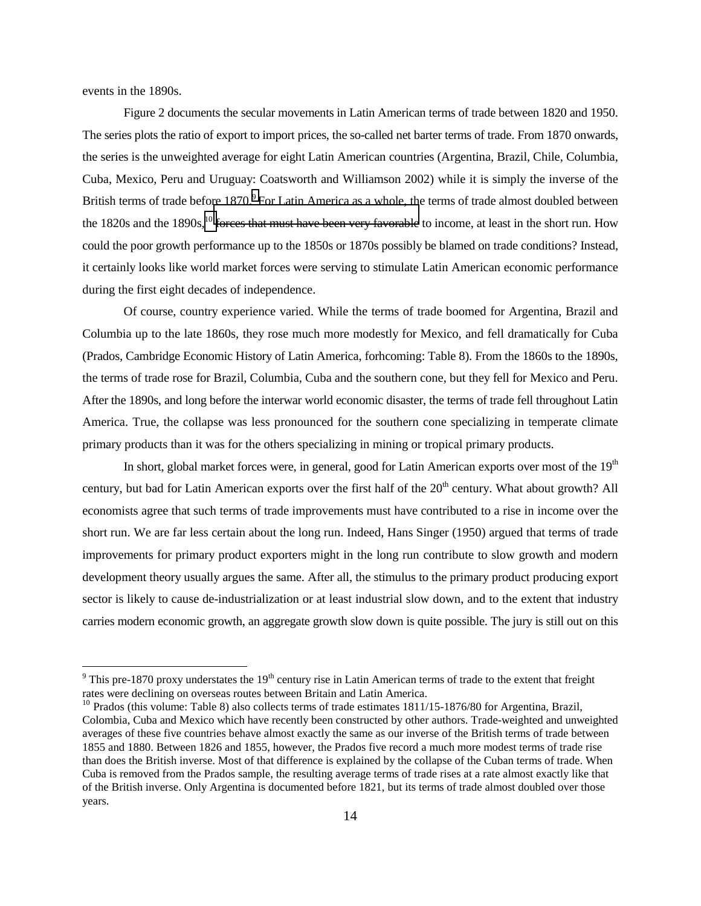events in the 1890s.

Figure 2 documents the secular movements in Latin American terms of trade between 1820 and 1950. The series plots the ratio of export to import prices, the so-called net barter terms of trade. From 1870 onwards, the series is the unweighted average for eight Latin American countries (Argentina, Brazil, Chile, Columbia, Cuba, Mexico, Peru and Uruguay: Coatsworth and Williamson 2002) while it is simply the inverse of the British terms of trade before 1870.[9] For Latin America as a whole, the terms of trade almost doubled between the 1820s and the 1890s,[10] forces that must have been very favorable to income, at least in the short run. How could the poor growth performance up to the 1850s or 1870s possibly be blamed on trade conditions? Instead, it certainly looks like world market forces were serving to stimulate Latin American economic performance during the first eight decades of independence.

Of course, country experience varied. While the terms of trade boomed for Argentina, Brazil and Columbia up to the late 1860s, they rose much more modestly for Mexico, and fell dramatically for Cuba (Prados, Cambridge Economic History of Latin America, forhcoming: Table 8). From the 1860s to the 1890s, the terms of trade rose for Brazil, Columbia, Cuba and the southern cone, but they fell for Mexico and Peru. After the 1890s, and long before the interwar world economic disaster, the terms of trade fell throughout Latin America. True, the collapse was less pronounced for the southern cone specializing in temperate climate primary products than it was for the others specializing in mining or tropical primary products.

In short, global market forces were, in general, good for Latin American exports over most of the 19th century, but bad for Latin American exports over the first half of the 20th century. What about growth? All economists agree that such terms of trade improvements must have contributed to a rise in income over the short run. We are far less certain about the long run. Indeed, Hans Singer (1950) argued that terms of trade improvements for primary product exporters might in the long run contribute to slow growth and modern development theory usually argues the same. After all, the stimulus to the primary product producing export sector is likely to cause de-industrialization or at least industrial slow down, and to the extent that industry carries modern economic growth, an aggregate growth slow down is quite possible. The jury is still out on this

---

[9] This pre-1870 proxy understates the 19th century rise in Latin American terms of trade to the extent that freight rates were declining on overseas routes between Britain and Latin America.

[10] Prados (this volume: Table 8) also collects terms of trade estimates 1811/15-1876/80 for Argentina, Brazil, Colombia, Cuba and Mexico which have recently been constructed by other authors. Trade-weighted and unweighted averages of these five countries behave almost exactly the same as our inverse of the British terms of trade between 1855 and 1880. Between 1826 and 1855, however, the Prados five record a much more modest terms of trade rise than does the British inverse. Most of that difference is explained by the collapse of the Cuban terms of trade. When Cuba is removed from the Prados sample, the resulting average terms of trade rises at a rate almost exactly like that of the British inverse. Only Argentina is documented before 1821, but its terms of trade almost doubled over those years.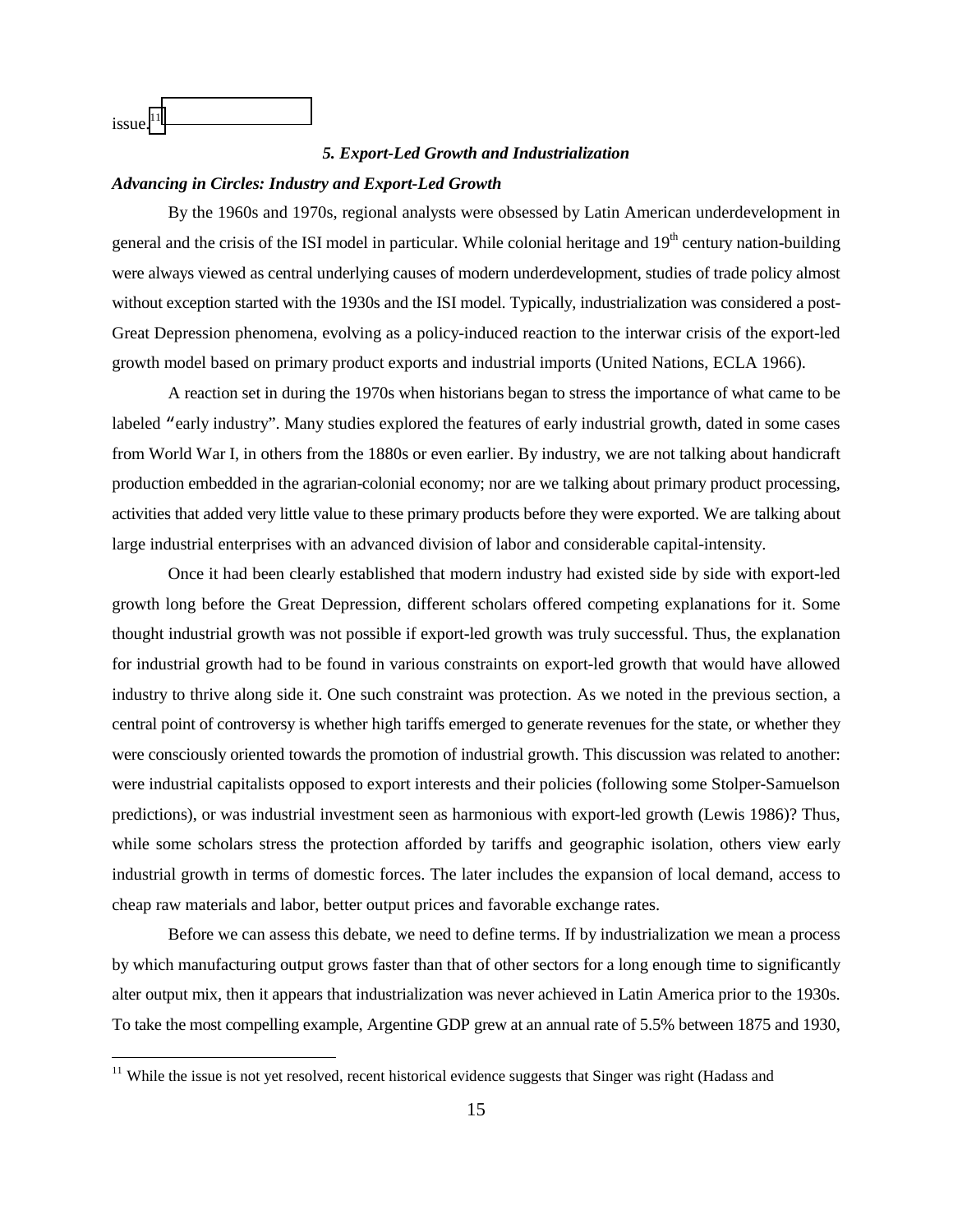issue.[11]

### *5. Export-Led Growth and Industrialization*

#### *Advancing in Circles: Industry and Export-Led Growth*

By the 1960s and 1970s, regional analysts were obsessed by Latin American underdevelopment in general and the crisis of the ISI model in particular. While colonial heritage and 19th century nation-building were always viewed as central underlying causes of modern underdevelopment, studies of trade policy almost without exception started with the 1930s and the ISI model. Typically, industrialization was considered a post-Great Depression phenomena, evolving as a policy-induced reaction to the interwar crisis of the export-led growth model based on primary product exports and industrial imports (United Nations, ECLA 1966).

A reaction set in during the 1970s when historians began to stress the importance of what came to be labeled "early industry". Many studies explored the features of early industrial growth, dated in some cases from World War I, in others from the 1880s or even earlier. By industry, we are not talking about handicraft production embedded in the agrarian-colonial economy; nor are we talking about primary product processing, activities that added very little value to these primary products before they were exported. We are talking about large industrial enterprises with an advanced division of labor and considerable capital-intensity.

Once it had been clearly established that modern industry had existed side by side with export-led growth long before the Great Depression, different scholars offered competing explanations for it. Some thought industrial growth was not possible if export-led growth was truly successful. Thus, the explanation for industrial growth had to be found in various constraints on export-led growth that would have allowed industry to thrive along side it. One such constraint was protection. As we noted in the previous section, a central point of controversy is whether high tariffs emerged to generate revenues for the state, or whether they were consciously oriented towards the promotion of industrial growth. This discussion was related to another: were industrial capitalists opposed to export interests and their policies (following some Stolper-Samuelson predictions), or was industrial investment seen as harmonious with export-led growth (Lewis 1986)? Thus, while some scholars stress the protection afforded by tariffs and geographic isolation, others view early industrial growth in terms of domestic forces. The later includes the expansion of local demand, access to cheap raw materials and labor, better output prices and favorable exchange rates.

Before we can assess this debate, we need to define terms. If by industrialization we mean a process by which manufacturing output grows faster than that of other sectors for a long enough time to significantly alter output mix, then it appears that industrialization was never achieved in Latin America prior to the 1930s. To take the most compelling example, Argentine GDP grew at an annual rate of 5.5% between 1875 and 1930,

---

[11] While the issue is not yet resolved, recent historical evidence suggests that Singer was right (Hadass and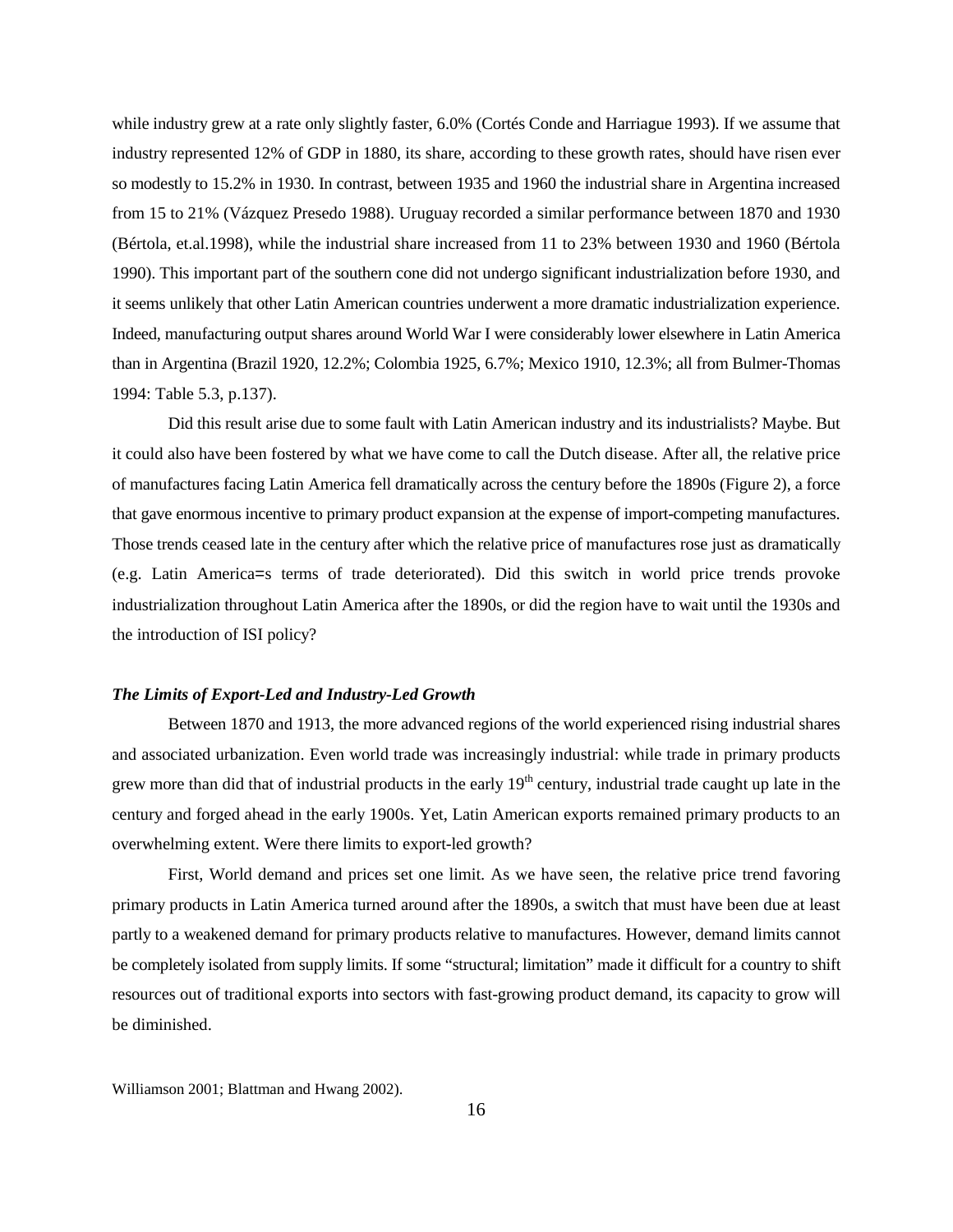while industry grew at a rate only slightly faster, 6.0% (Cortés Conde and Harriague 1993). If we assume that industry represented 12% of GDP in 1880, its share, according to these growth rates, should have risen ever so modestly to 15.2% in 1930. In contrast, between 1935 and 1960 the industrial share in Argentina increased from 15 to 21% (Vázquez Presedo 1988). Uruguay recorded a similar performance between 1870 and 1930 (Bértola, et.al.1998), while the industrial share increased from 11 to 23% between 1930 and 1960 (Bértola 1990). This important part of the southern cone did not undergo significant industrialization before 1930, and it seems unlikely that other Latin American countries underwent a more dramatic industrialization experience. Indeed, manufacturing output shares around World War I were considerably lower elsewhere in Latin America than in Argentina (Brazil 1920, 12.2%; Colombia 1925, 6.7%; Mexico 1910, 12.3%; all from Bulmer-Thomas 1994: Table 5.3, p.137).

Did this result arise due to some fault with Latin American industry and its industrialists? Maybe. But it could also have been fostered by what we have come to call the Dutch disease. After all, the relative price of manufactures facing Latin America fell dramatically across the century before the 1890s (Figure 2), a force that gave enormous incentive to primary product expansion at the expense of import-competing manufactures. Those trends ceased late in the century after which the relative price of manufactures rose just as dramatically (e.g. Latin America=s terms of trade deteriorated). Did this switch in world price trends provoke industrialization throughout Latin America after the 1890s, or did the region have to wait until the 1930s and the introduction of ISI policy?

### *The Limits of Export-Led and Industry-Led Growth*

Between 1870 and 1913, the more advanced regions of the world experienced rising industrial shares and associated urbanization. Even world trade was increasingly industrial: while trade in primary products grew more than did that of industrial products in the early 19th century, industrial trade caught up late in the century and forged ahead in the early 1900s. Yet, Latin American exports remained primary products to an overwhelming extent. Were there limits to export-led growth?

First, World demand and prices set one limit. As we have seen, the relative price trend favoring primary products in Latin America turned around after the 1890s, a switch that must have been due at least partly to a weakened demand for primary products relative to manufactures. However, demand limits cannot be completely isolated from supply limits. If some "structural; limitation" made it difficult for a country to shift resources out of traditional exports into sectors with fast-growing product demand, its capacity to grow will be diminished.

Williamson 2001; Blattman and Hwang 2002).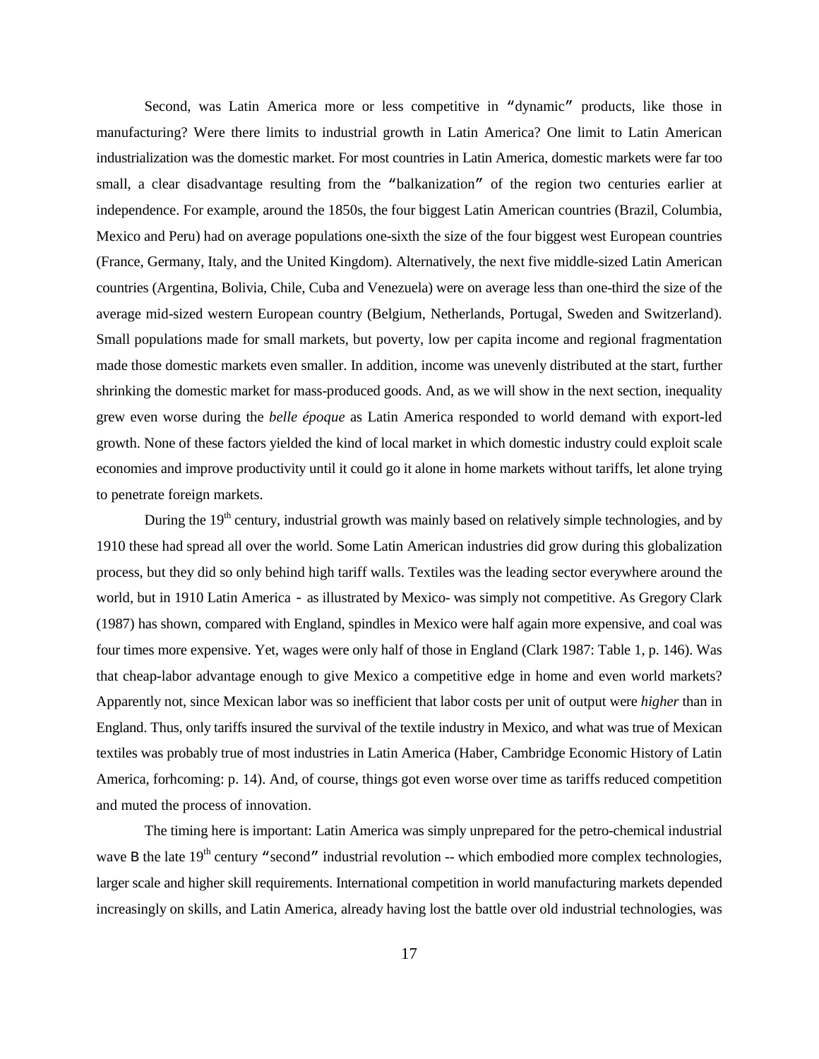Second, was Latin America more or less competitive in "dynamic" products, like those in manufacturing? Were there limits to industrial growth in Latin America? One limit to Latin American industrialization was the domestic market. For most countries in Latin America, domestic markets were far too small, a clear disadvantage resulting from the "balkanization" of the region two centuries earlier at independence. For example, around the 1850s, the four biggest Latin American countries (Brazil, Columbia, Mexico and Peru) had on average populations one-sixth the size of the four biggest west European countries (France, Germany, Italy, and the United Kingdom). Alternatively, the next five middle-sized Latin American countries (Argentina, Bolivia, Chile, Cuba and Venezuela) were on average less than one-third the size of the average mid-sized western European country (Belgium, Netherlands, Portugal, Sweden and Switzerland). Small populations made for small markets, but poverty, low per capita income and regional fragmentation made those domestic markets even smaller. In addition, income was unevenly distributed at the start, further shrinking the domestic market for mass-produced goods. And, as we will show in the next section, inequality grew even worse during the *belle époque* as Latin America responded to world demand with export-led growth. None of these factors yielded the kind of local market in which domestic industry could exploit scale economies and improve productivity until it could go it alone in home markets without tariffs, let alone trying to penetrate foreign markets.

During the 19th century, industrial growth was mainly based on relatively simple technologies, and by 1910 these had spread all over the world. Some Latin American industries did grow during this globalization process, but they did so only behind high tariff walls. Textiles was the leading sector everywhere around the world, but in 1910 Latin America - as illustrated by Mexico- was simply not competitive. As Gregory Clark (1987) has shown, compared with England, spindles in Mexico were half again more expensive, and coal was four times more expensive. Yet, wages were only half of those in England (Clark 1987: Table 1, p. 146). Was that cheap-labor advantage enough to give Mexico a competitive edge in home and even world markets? Apparently not, since Mexican labor was so inefficient that labor costs per unit of output were *higher* than in England. Thus, only tariffs insured the survival of the textile industry in Mexico, and what was true of Mexican textiles was probably true of most industries in Latin America (Haber, Cambridge Economic History of Latin America, forhcoming: p. 14). And, of course, things got even worse over time as tariffs reduced competition and muted the process of innovation.

The timing here is important: Latin America was simply unprepared for the petro-chemical industrial wave B the late 19th century "second" industrial revolution -- which embodied more complex technologies, larger scale and higher skill requirements. International competition in world manufacturing markets depended increasingly on skills, and Latin America, already having lost the battle over old industrial technologies, was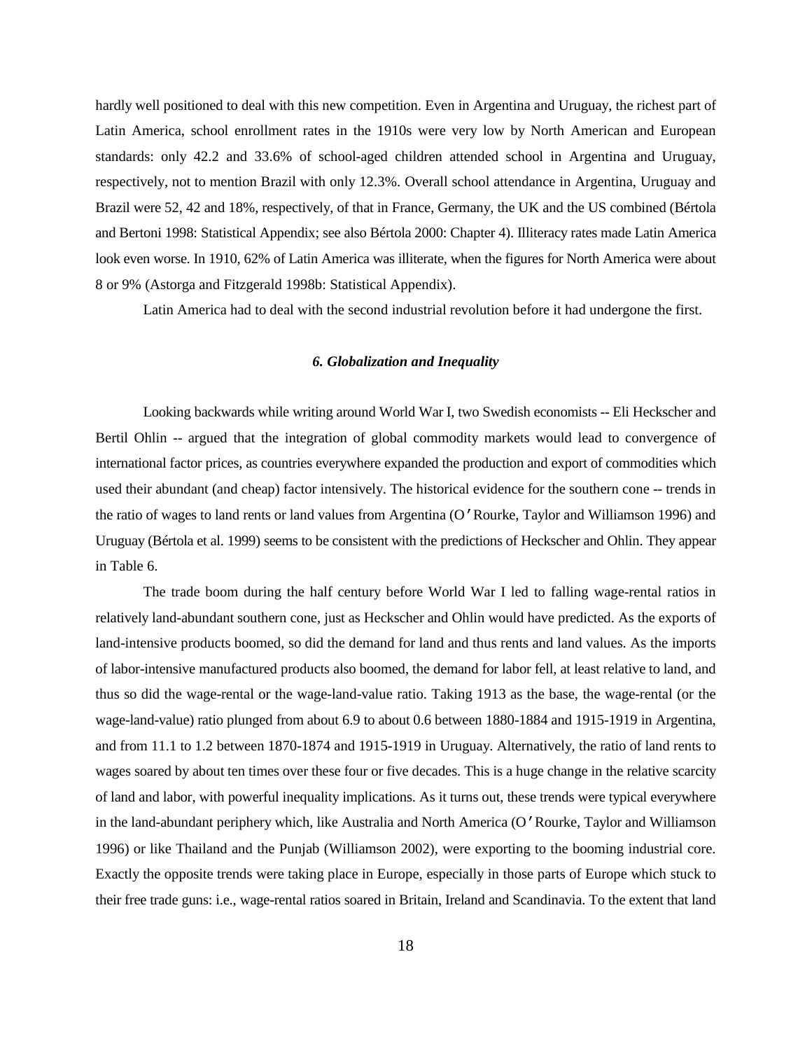hardly well positioned to deal with this new competition. Even in Argentina and Uruguay, the richest part of Latin America, school enrollment rates in the 1910s were very low by North American and European standards: only 42.2 and 33.6% of school-aged children attended school in Argentina and Uruguay, respectively, not to mention Brazil with only 12.3%. Overall school attendance in Argentina, Uruguay and Brazil were 52, 42 and 18%, respectively, of that in France, Germany, the UK and the US combined (Bértola and Bertoni 1998: Statistical Appendix; see also Bértola 2000: Chapter 4). Illiteracy rates made Latin America look even worse. In 1910, 62% of Latin America was illiterate, when the figures for North America were about 8 or 9% (Astorga and Fitzgerald 1998b: Statistical Appendix).

Latin America had to deal with the second industrial revolution before it had undergone the first.

### *6. Globalization and Inequality*

Looking backwards while writing around World War I, two Swedish economists -- Eli Heckscher and Bertil Ohlin -- argued that the integration of global commodity markets would lead to convergence of international factor prices, as countries everywhere expanded the production and export of commodities which used their abundant (and cheap) factor intensively. The historical evidence for the southern cone -- trends in the ratio of wages to land rents or land values from Argentina (O'Rourke, Taylor and Williamson 1996) and Uruguay (Bértola et al. 1999) seems to be consistent with the predictions of Heckscher and Ohlin. They appear in Table 6.

The trade boom during the half century before World War I led to falling wage-rental ratios in relatively land-abundant southern cone, just as Heckscher and Ohlin would have predicted. As the exports of land-intensive products boomed, so did the demand for land and thus rents and land values. As the imports of labor-intensive manufactured products also boomed, the demand for labor fell, at least relative to land, and thus so did the wage-rental or the wage-land-value ratio. Taking 1913 as the base, the wage-rental (or the wage-land-value) ratio plunged from about 6.9 to about 0.6 between 1880-1884 and 1915-1919 in Argentina, and from 11.1 to 1.2 between 1870-1874 and 1915-1919 in Uruguay. Alternatively, the ratio of land rents to wages soared by about ten times over these four or five decades. This is a huge change in the relative scarcity of land and labor, with powerful inequality implications. As it turns out, these trends were typical everywhere in the land-abundant periphery which, like Australia and North America (O'Rourke, Taylor and Williamson 1996) or like Thailand and the Punjab (Williamson 2002), were exporting to the booming industrial core. Exactly the opposite trends were taking place in Europe, especially in those parts of Europe which stuck to their free trade guns: i.e., wage-rental ratios soared in Britain, Ireland and Scandinavia. To the extent that land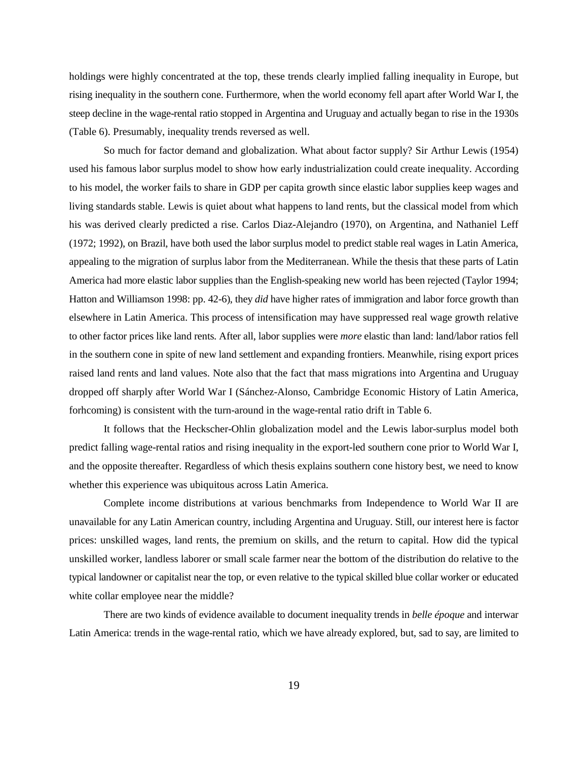holdings were highly concentrated at the top, these trends clearly implied falling inequality in Europe, but rising inequality in the southern cone. Furthermore, when the world economy fell apart after World War I, the steep decline in the wage-rental ratio stopped in Argentina and Uruguay and actually began to rise in the 1930s (Table 6). Presumably, inequality trends reversed as well.

So much for factor demand and globalization. What about factor supply? Sir Arthur Lewis (1954) used his famous labor surplus model to show how early industrialization could create inequality. According to his model, the worker fails to share in GDP per capita growth since elastic labor supplies keep wages and living standards stable. Lewis is quiet about what happens to land rents, but the classical model from which his was derived clearly predicted a rise. Carlos Diaz-Alejandro (1970), on Argentina, and Nathaniel Leff (1972; 1992), on Brazil, have both used the labor surplus model to predict stable real wages in Latin America, appealing to the migration of surplus labor from the Mediterranean. While the thesis that these parts of Latin America had more elastic labor supplies than the English-speaking new world has been rejected (Taylor 1994; Hatton and Williamson 1998: pp. 42-6), they *did* have higher rates of immigration and labor force growth than elsewhere in Latin America. This process of intensification may have suppressed real wage growth relative to other factor prices like land rents. After all, labor supplies were *more* elastic than land: land/labor ratios fell in the southern cone in spite of new land settlement and expanding frontiers. Meanwhile, rising export prices raised land rents and land values. Note also that the fact that mass migrations into Argentina and Uruguay dropped off sharply after World War I (Sánchez-Alonso, Cambridge Economic History of Latin America, forhcoming) is consistent with the turn-around in the wage-rental ratio drift in Table 6.

It follows that the Heckscher-Ohlin globalization model and the Lewis labor-surplus model both predict falling wage-rental ratios and rising inequality in the export-led southern cone prior to World War I, and the opposite thereafter. Regardless of which thesis explains southern cone history best, we need to know whether this experience was ubiquitous across Latin America.

Complete income distributions at various benchmarks from Independence to World War II are unavailable for any Latin American country, including Argentina and Uruguay. Still, our interest here is factor prices: unskilled wages, land rents, the premium on skills, and the return to capital. How did the typical unskilled worker, landless laborer or small scale farmer near the bottom of the distribution do relative to the typical landowner or capitalist near the top, or even relative to the typical skilled blue collar worker or educated white collar employee near the middle?

There are two kinds of evidence available to document inequality trends in *belle époque* and interwar Latin America: trends in the wage-rental ratio, which we have already explored, but, sad to say, are limited to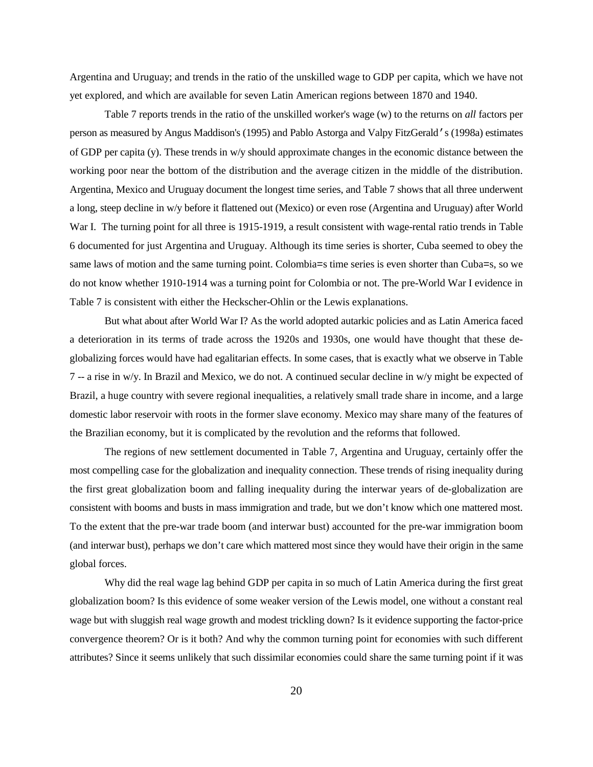Argentina and Uruguay; and trends in the ratio of the unskilled wage to GDP per capita, which we have not yet explored, and which are available for seven Latin American regions between 1870 and 1940.

Table 7 reports trends in the ratio of the unskilled worker's wage (w) to the returns on *all* factors per person as measured by Angus Maddison's (1995) and Pablo Astorga and Valpy FitzGerald's (1998a) estimates of GDP per capita (y). These trends in w/y should approximate changes in the economic distance between the working poor near the bottom of the distribution and the average citizen in the middle of the distribution. Argentina, Mexico and Uruguay document the longest time series, and Table 7 shows that all three underwent a long, steep decline in w/y before it flattened out (Mexico) or even rose (Argentina and Uruguay) after World War I. The turning point for all three is 1915-1919, a result consistent with wage-rental ratio trends in Table 6 documented for just Argentina and Uruguay. Although its time series is shorter, Cuba seemed to obey the same laws of motion and the same turning point. Colombia=s time series is even shorter than Cuba=s, so we do not know whether 1910-1914 was a turning point for Colombia or not. The pre-World War I evidence in Table 7 is consistent with either the Heckscher-Ohlin or the Lewis explanations.

But what about after World War I? As the world adopted autarkic policies and as Latin America faced a deterioration in its terms of trade across the 1920s and 1930s, one would have thought that these de-globalizing forces would have had egalitarian effects. In some cases, that is exactly what we observe in Table 7 -- a rise in w/y. In Brazil and Mexico, we do not. A continued secular decline in w/y might be expected of Brazil, a huge country with severe regional inequalities, a relatively small trade share in income, and a large domestic labor reservoir with roots in the former slave economy. Mexico may share many of the features of the Brazilian economy, but it is complicated by the revolution and the reforms that followed.

The regions of new settlement documented in Table 7, Argentina and Uruguay, certainly offer the most compelling case for the globalization and inequality connection. These trends of rising inequality during the first great globalization boom and falling inequality during the interwar years of de-globalization are consistent with booms and busts in mass immigration and trade, but we don't know which one mattered most. To the extent that the pre-war trade boom (and interwar bust) accounted for the pre-war immigration boom (and interwar bust), perhaps we don't care which mattered most since they would have their origin in the same global forces.

Why did the real wage lag behind GDP per capita in so much of Latin America during the first great globalization boom? Is this evidence of some weaker version of the Lewis model, one without a constant real wage but with sluggish real wage growth and modest trickling down? Is it evidence supporting the factor-price convergence theorem? Or is it both? And why the common turning point for economies with such different attributes? Since it seems unlikely that such dissimilar economies could share the same turning point if it was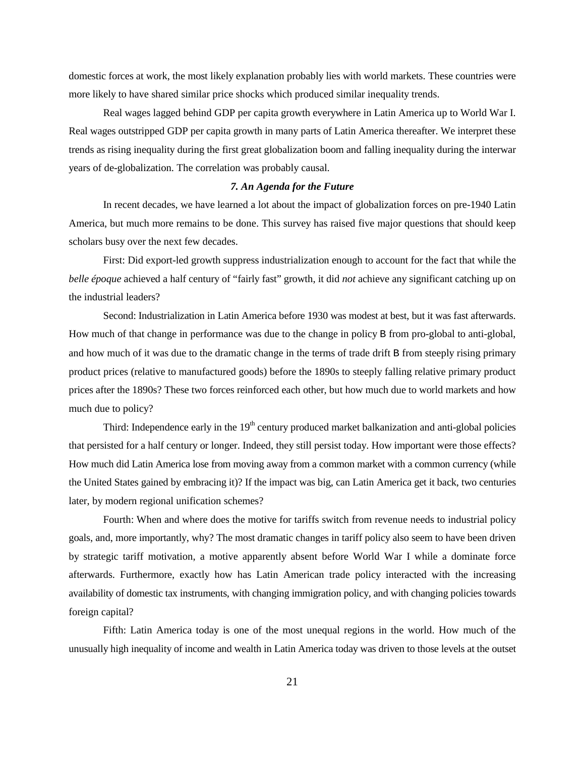domestic forces at work, the most likely explanation probably lies with world markets. These countries were more likely to have shared similar price shocks which produced similar inequality trends.

Real wages lagged behind GDP per capita growth everywhere in Latin America up to World War I. Real wages outstripped GDP per capita growth in many parts of Latin America thereafter. We interpret these trends as rising inequality during the first great globalization boom and falling inequality during the interwar years of de-globalization. The correlation was probably causal.

### *7. An Agenda for the Future*

In recent decades, we have learned a lot about the impact of globalization forces on pre-1940 Latin America, but much more remains to be done. This survey has raised five major questions that should keep scholars busy over the next few decades.

First: Did export-led growth suppress industrialization enough to account for the fact that while the *belle époque* achieved a half century of "fairly fast" growth, it did *not* achieve any significant catching up on the industrial leaders?

Second: Industrialization in Latin America before 1930 was modest at best, but it was fast afterwards. How much of that change in performance was due to the change in policy B from pro-global to anti-global, and how much of it was due to the dramatic change in the terms of trade drift B from steeply rising primary product prices (relative to manufactured goods) before the 1890s to steeply falling relative primary product prices after the 1890s? These two forces reinforced each other, but how much due to world markets and how much due to policy?

Third: Independence early in the 19th century produced market balkanization and anti-global policies that persisted for a half century or longer. Indeed, they still persist today. How important were those effects? How much did Latin America lose from moving away from a common market with a common currency (while the United States gained by embracing it)? If the impact was big, can Latin America get it back, two centuries later, by modern regional unification schemes?

Fourth: When and where does the motive for tariffs switch from revenue needs to industrial policy goals, and, more importantly, why? The most dramatic changes in tariff policy also seem to have been driven by strategic tariff motivation, a motive apparently absent before World War I while a dominate force afterwards. Furthermore, exactly how has Latin American trade policy interacted with the increasing availability of domestic tax instruments, with changing immigration policy, and with changing policies towards foreign capital?

Fifth: Latin America today is one of the most unequal regions in the world. How much of the unusually high inequality of income and wealth in Latin America today was driven to those levels at the outset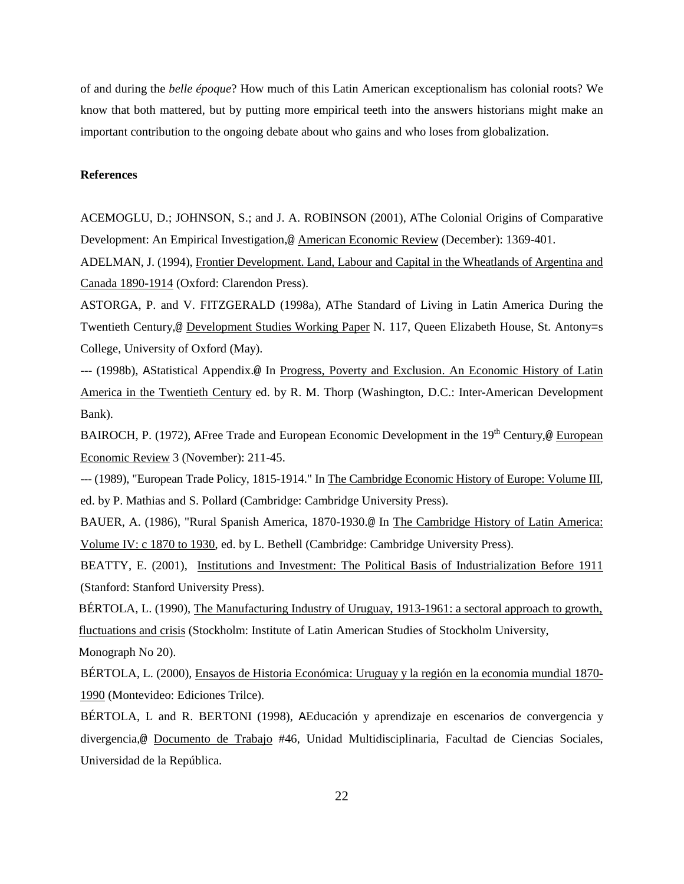of and during the *belle époque*? How much of this Latin American exceptionalism has colonial roots? We know that both mattered, but by putting more empirical teeth into the answers historians might make an important contribution to the ongoing debate about who gains and who loses from globalization.

**References**

ACEMOGLU, D.; JOHNSON, S.; and J. A. ROBINSON (2001), AThe Colonial Origins of Comparative Development: An Empirical Investigation,@ American Economic Review (December): 1369-401.

ADELMAN, J. (1994), Frontier Development. Land, Labour and Capital in the Wheatlands of Argentina and Canada 1890-1914 (Oxford: Clarendon Press).

ASTORGA, P. and V. FITZGERALD (1998a), AThe Standard of Living in Latin America During the Twentieth Century,@ Development Studies Working Paper N. 117, Queen Elizabeth House, St. Antony=s College, University of Oxford (May).

--- (1998b), AStatistical Appendix.@ In Progress, Poverty and Exclusion. An Economic History of Latin America in the Twentieth Century ed. by R. M. Thorp (Washington, D.C.: Inter-American Development Bank).

BAIROCH, P. (1972), AFree Trade and European Economic Development in the 19th Century,@ European Economic Review 3 (November): 211-45.

--- (1989), "European Trade Policy, 1815-1914." In The Cambridge Economic History of Europe: Volume III, ed. by P. Mathias and S. Pollard (Cambridge: Cambridge University Press).

BAUER, A. (1986), "Rural Spanish America, 1870-1930.@ In The Cambridge History of Latin America: Volume IV: c 1870 to 1930, ed. by L. Bethell (Cambridge: Cambridge University Press).

BEATTY, E. (2001), Institutions and Investment: The Political Basis of Industrialization Before 1911 (Stanford: Stanford University Press).

BÉRTOLA, L. (1990), The Manufacturing Industry of Uruguay, 1913-1961: a sectoral approach to growth, fluctuations and crisis (Stockholm: Institute of Latin American Studies of Stockholm University, Monograph No 20).

BÉRTOLA, L. (2000), Ensayos de Historia Económica: Uruguay y la región en la economia mundial 1870-1990 (Montevideo: Ediciones Trilce).

BÉRTOLA, L and R. BERTONI (1998), AEducación y aprendizaje en escenarios de convergencia y divergencia,@ Documento de Trabajo #46, Unidad Multidisciplinaria, Facultad de Ciencias Sociales, Universidad de la República.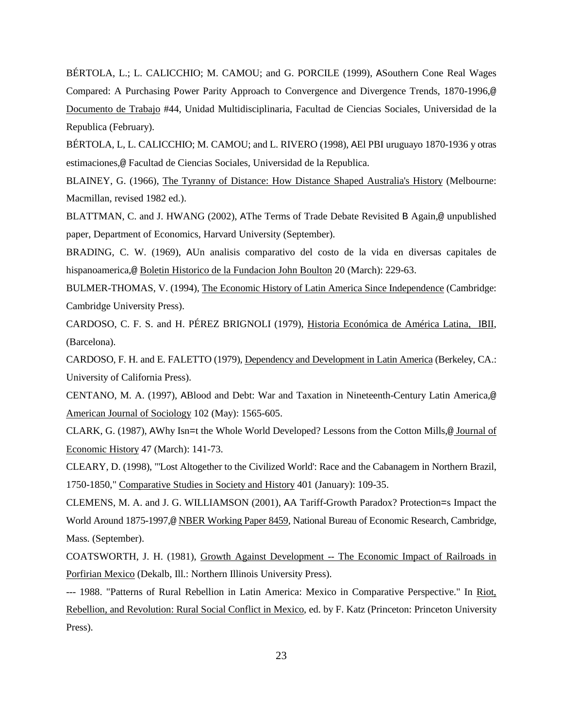BÉRTOLA, L.; L. CALICCHIO; M. CAMOU; and G. PORCILE (1999), ASouthern Cone Real Wages Compared: A Purchasing Power Parity Approach to Convergence and Divergence Trends, 1870-1996,@ Documento de Trabajo #44, Unidad Multidisciplinaria, Facultad de Ciencias Sociales, Universidad de la Republica (February).

BÉRTOLA, L, L. CALICCHIO; M. CAMOU; and L. RIVERO (1998), AEl PBI uruguayo 1870-1936 y otras estimaciones,@ Facultad de Ciencias Sociales, Universidad de la Republica.

BLAINEY, G. (1966), The Tyranny of Distance: How Distance Shaped Australia's History (Melbourne: Macmillan, revised 1982 ed.).

BLATTMAN, C. and J. HWANG (2002), AThe Terms of Trade Debate Revisited B Again,@ unpublished paper, Department of Economics, Harvard University (September).

BRADING, C. W. (1969), AUn analisis comparativo del costo de la vida en diversas capitales de hispanoamerica,@ Boletin Historico de la Fundacion John Boulton 20 (March): 229-63.

BULMER-THOMAS, V. (1994), The Economic History of Latin America Since Independence (Cambridge: Cambridge University Press).

CARDOSO, C. F. S. and H. PÉREZ BRIGNOLI (1979), Historia Económica de América Latina, IBII, (Barcelona).

CARDOSO, F. H. and E. FALETTO (1979), Dependency and Development in Latin America (Berkeley, CA.: University of California Press).

CENTANO, M. A. (1997), ABlood and Debt: War and Taxation in Nineteenth-Century Latin America,@ American Journal of Sociology 102 (May): 1565-605.

CLARK, G. (1987), AWhy Isn=t the Whole World Developed? Lessons from the Cotton Mills,@ Journal of Economic History 47 (March): 141-73.

CLEARY, D. (1998), "'Lost Altogether to the Civilized World': Race and the Cabanagem in Northern Brazil, 1750-1850," Comparative Studies in Society and History 401 (January): 109-35.

CLEMENS, M. A. and J. G. WILLIAMSON (2001), AA Tariff-Growth Paradox? Protection=s Impact the World Around 1875-1997,@ NBER Working Paper 8459, National Bureau of Economic Research, Cambridge, Mass. (September).

COATSWORTH, J. H. (1981), Growth Against Development -- The Economic Impact of Railroads in Porfirian Mexico (Dekalb, Ill.: Northern Illinois University Press).

--- 1988. "Patterns of Rural Rebellion in Latin America: Mexico in Comparative Perspective." In Riot, Rebellion, and Revolution: Rural Social Conflict in Mexico, ed. by F. Katz (Princeton: Princeton University Press).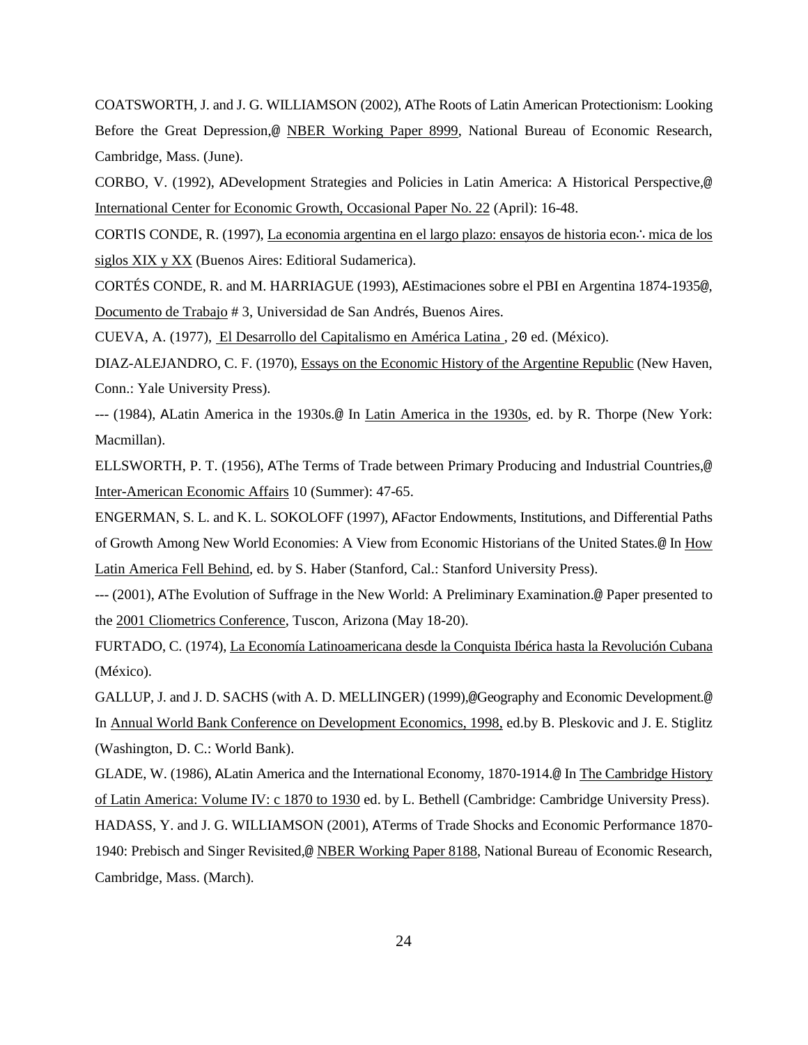COATSWORTH, J. and J. G. WILLIAMSON (2002), AThe Roots of Latin American Protectionism: Looking Before the Great Depression,@ NBER Working Paper 8999, National Bureau of Economic Research, Cambridge, Mass. (June).

CORBO, V. (1992), ADevelopment Strategies and Policies in Latin America: A Historical Perspective,@ International Center for Economic Growth, Occasional Paper No. 22 (April): 16-48.

CORTÌS CONDE, R. (1997), La economia argentina en el largo plazo: ensayos de historia econ∴mica de los siglos XIX y XX (Buenos Aires: Editioral Sudamerica).

CORTÉS CONDE, R. and M. HARRIAGUE (1993), AEstimaciones sobre el PBI en Argentina 1874-1935@, Documento de Trabajo # 3, Universidad de San Andrés, Buenos Aires.

CUEVA, A. (1977), El Desarrollo del Capitalismo en América Latina , 2Ο ed. (México).

DIAZ-ALEJANDRO, C. F. (1970), Essays on the Economic History of the Argentine Republic (New Haven, Conn.: Yale University Press).

--- (1984), ALatin America in the 1930s.@ In Latin America in the 1930s, ed. by R. Thorpe (New York: Macmillan).

ELLSWORTH, P. T. (1956), AThe Terms of Trade between Primary Producing and Industrial Countries,@ Inter-American Economic Affairs 10 (Summer): 47-65.

ENGERMAN, S. L. and K. L. SOKOLOFF (1997), AFactor Endowments, Institutions, and Differential Paths of Growth Among New World Economies: A View from Economic Historians of the United States.@ In How Latin America Fell Behind, ed. by S. Haber (Stanford, Cal.: Stanford University Press).

--- (2001), AThe Evolution of Suffrage in the New World: A Preliminary Examination.@ Paper presented to the 2001 Cliometrics Conference, Tuscon, Arizona (May 18-20).

FURTADO, C. (1974), La Economía Latinoamericana desde la Conquista Ibérica hasta la Revolución Cubana (México).

GALLUP, J. and J. D. SACHS (with A. D. MELLINGER) (1999),@Geography and Economic Development.@ In Annual World Bank Conference on Development Economics, 1998, ed.by B. Pleskovic and J. E. Stiglitz (Washington, D. C.: World Bank).

GLADE, W. (1986), ALatin America and the International Economy, 1870-1914.@ In The Cambridge History of Latin America: Volume IV: c 1870 to 1930 ed. by L. Bethell (Cambridge: Cambridge University Press).

HADASS, Y. and J. G. WILLIAMSON (2001), ATerms of Trade Shocks and Economic Performance 1870-1940: Prebisch and Singer Revisited,@ NBER Working Paper 8188, National Bureau of Economic Research, Cambridge, Mass. (March).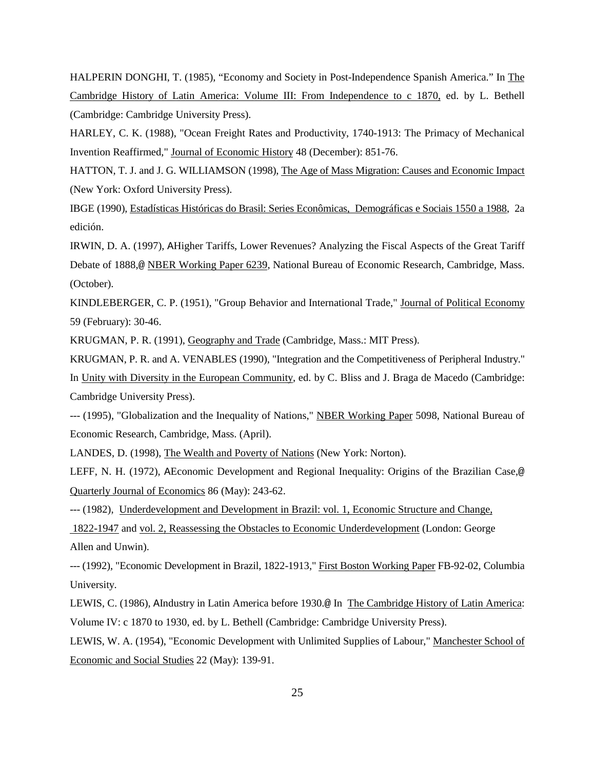HALPERIN DONGHI, T. (1985), “Economy and Society in Post-Independence Spanish America.” In The Cambridge History of Latin America: Volume III: From Independence to c 1870, ed. by L. Bethell (Cambridge: Cambridge University Press).

HARLEY, C. K. (1988), "Ocean Freight Rates and Productivity, 1740-1913: The Primacy of Mechanical Invention Reaffirmed," Journal of Economic History 48 (December): 851-76.

HATTON, T. J. and J. G. WILLIAMSON (1998), The Age of Mass Migration: Causes and Economic Impact (New York: Oxford University Press).

IBGE (1990), Estadísticas Históricas do Brasil: Series Econômicas, Demográficas e Sociais 1550 a 1988, 2a edición.

IRWIN, D. A. (1997), AHigher Tariffs, Lower Revenues? Analyzing the Fiscal Aspects of the Great Tariff Debate of 1888,@ NBER Working Paper 6239, National Bureau of Economic Research, Cambridge, Mass. (October).

KINDLEBERGER, C. P. (1951), "Group Behavior and International Trade," Journal of Political Economy 59 (February): 30-46.

KRUGMAN, P. R. (1991), Geography and Trade (Cambridge, Mass.: MIT Press).

KRUGMAN, P. R. and A. VENABLES (1990), "Integration and the Competitiveness of Peripheral Industry." In Unity with Diversity in the European Community, ed. by C. Bliss and J. Braga de Macedo (Cambridge: Cambridge University Press).

--- (1995), "Globalization and the Inequality of Nations," NBER Working Paper 5098, National Bureau of Economic Research, Cambridge, Mass. (April).

LANDES, D. (1998), The Wealth and Poverty of Nations (New York: Norton).

LEFF, N. H. (1972), AEconomic Development and Regional Inequality: Origins of the Brazilian Case,@ Quarterly Journal of Economics 86 (May): 243-62.

--- (1982), Underdevelopment and Development in Brazil: vol. 1, Economic Structure and Change, 1822-1947 and vol. 2, Reassessing the Obstacles to Economic Underdevelopment (London: George Allen and Unwin).

--- (1992), "Economic Development in Brazil, 1822-1913," First Boston Working Paper FB-92-02, Columbia University.

LEWIS, C. (1986), AIndustry in Latin America before 1930.@ In The Cambridge History of Latin America: Volume IV: c 1870 to 1930, ed. by L. Bethell (Cambridge: Cambridge University Press).

LEWIS, W. A. (1954), "Economic Development with Unlimited Supplies of Labour," Manchester School of Economic and Social Studies 22 (May): 139-91.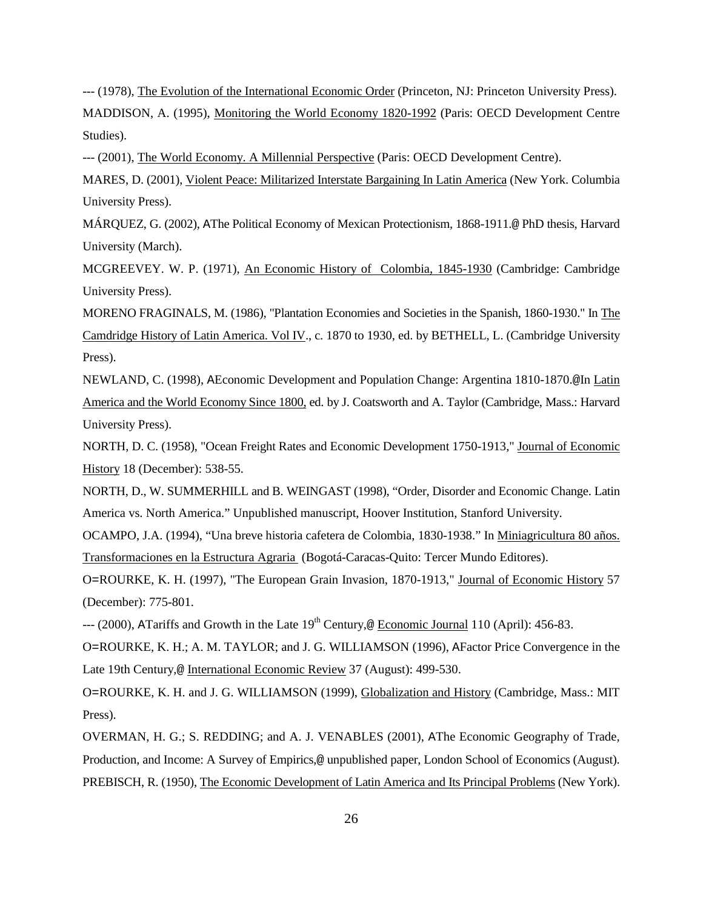--- (1978), The Evolution of the International Economic Order (Princeton, NJ: Princeton University Press).

MADDISON, A. (1995), Monitoring the World Economy 1820-1992 (Paris: OECD Development Centre Studies).

--- (2001), The World Economy. A Millennial Perspective (Paris: OECD Development Centre).

MARES, D. (2001), Violent Peace: Militarized Interstate Bargaining In Latin America (New York. Columbia University Press).

MÁRQUEZ, G. (2002), AThe Political Economy of Mexican Protectionism, 1868-1911.@ PhD thesis, Harvard University (March).

MCGREEVEY. W. P. (1971), An Economic History of Colombia, 1845-1930 (Cambridge: Cambridge University Press).

MORENO FRAGINALS, M. (1986), "Plantation Economies and Societies in the Spanish, 1860-1930." In The Camdridge History of Latin America. Vol IV., c. 1870 to 1930, ed. by BETHELL, L. (Cambridge University Press).

NEWLAND, C. (1998), AEconomic Development and Population Change: Argentina 1810-1870.@In Latin America and the World Economy Since 1800, ed. by J. Coatsworth and A. Taylor (Cambridge, Mass.: Harvard University Press).

NORTH, D. C. (1958), "Ocean Freight Rates and Economic Development 1750-1913," Journal of Economic History 18 (December): 538-55.

NORTH, D., W. SUMMERHILL and B. WEINGAST (1998), "Order, Disorder and Economic Change. Latin America vs. North America." Unpublished manuscript, Hoover Institution, Stanford University.

OCAMPO, J.A. (1994), "Una breve historia cafetera de Colombia, 1830-1938." In Miniagricultura 80 años. Transformaciones en la Estructura Agraria (Bogotá-Caracas-Quito: Tercer Mundo Editores).

O=ROURKE, K. H. (1997), "The European Grain Invasion, 1870-1913," Journal of Economic History 57 (December): 775-801.

--- (2000), ATariffs and Growth in the Late 19th Century,@ Economic Journal 110 (April): 456-83.

O=ROURKE, K. H.; A. M. TAYLOR; and J. G. WILLIAMSON (1996), AFactor Price Convergence in the Late 19th Century,@ International Economic Review 37 (August): 499-530.

O=ROURKE, K. H. and J. G. WILLIAMSON (1999), Globalization and History (Cambridge, Mass.: MIT Press).

OVERMAN, H. G.; S. REDDING; and A. J. VENABLES (2001), AThe Economic Geography of Trade, Production, and Income: A Survey of Empirics,@ unpublished paper, London School of Economics (August).

PREBISCH, R. (1950), The Economic Development of Latin America and Its Principal Problems (New York).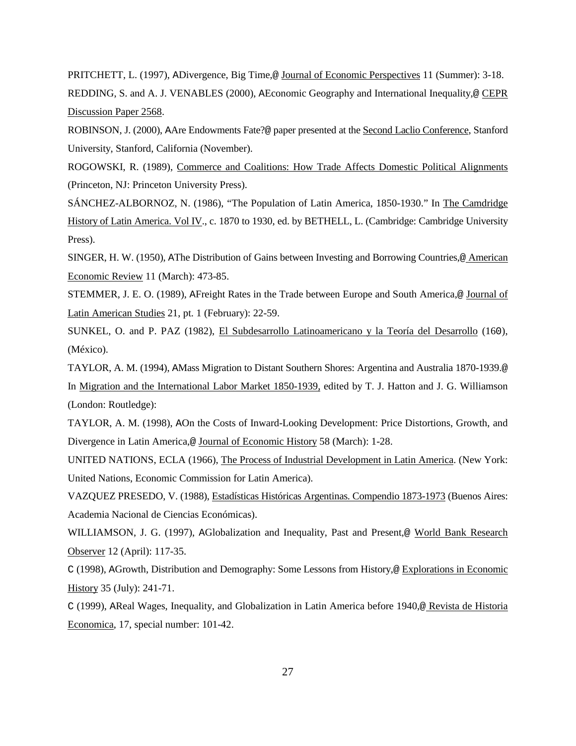PRITCHETT, L. (1997), ADivergence, Big Time,@ Journal of Economic Perspectives 11 (Summer): 3-18.

REDDING, S. and A. J. VENABLES (2000), AEconomic Geography and International Inequality,@ CEPR Discussion Paper 2568.

ROBINSON, J. (2000), AAre Endowments Fate?@ paper presented at the Second Laclio Conference, Stanford University, Stanford, California (November).

ROGOWSKI, R. (1989), Commerce and Coalitions: How Trade Affects Domestic Political Alignments (Princeton, NJ: Princeton University Press).

SÁNCHEZ-ALBORNOZ, N. (1986), "The Population of Latin America, 1850-1930." In The Camdridge History of Latin America. Vol IV., c. 1870 to 1930, ed. by BETHELL, L. (Cambridge: Cambridge University Press).

SINGER, H. W. (1950), AThe Distribution of Gains between Investing and Borrowing Countries,@ American Economic Review 11 (March): 473-85.

STEMMER, J. E. O. (1989), AFreight Rates in the Trade between Europe and South America,@ Journal of Latin American Studies 21, pt. 1 (February): 22-59.

SUNKEL, O. and P. PAZ (1982), El Subdesarrollo Latinoamericano y la Teoría del Desarrollo (16O), (México).

TAYLOR, A. M. (1994), AMass Migration to Distant Southern Shores: Argentina and Australia 1870-1939.@ In Migration and the International Labor Market 1850-1939, edited by T. J. Hatton and J. G. Williamson (London: Routledge):

TAYLOR, A. M. (1998), AOn the Costs of Inward-Looking Development: Price Distortions, Growth, and Divergence in Latin America,@ Journal of Economic History 58 (March): 1-28.

UNITED NATIONS, ECLA (1966), The Process of Industrial Development in Latin America. (New York: United Nations, Economic Commission for Latin America).

VAZQUEZ PRESEDO, V. (1988), Estadísticas Históricas Argentinas. Compendio 1873-1973 (Buenos Aires: Academia Nacional de Ciencias Económicas).

WILLIAMSON, J. G. (1997), AGlobalization and Inequality, Past and Present,@ World Bank Research Observer 12 (April): 117-35.

C (1998), AGrowth, Distribution and Demography: Some Lessons from History,@ Explorations in Economic History 35 (July): 241-71.

C (1999), AReal Wages, Inequality, and Globalization in Latin America before 1940,@ Revista de Historia Economica, 17, special number: 101-42.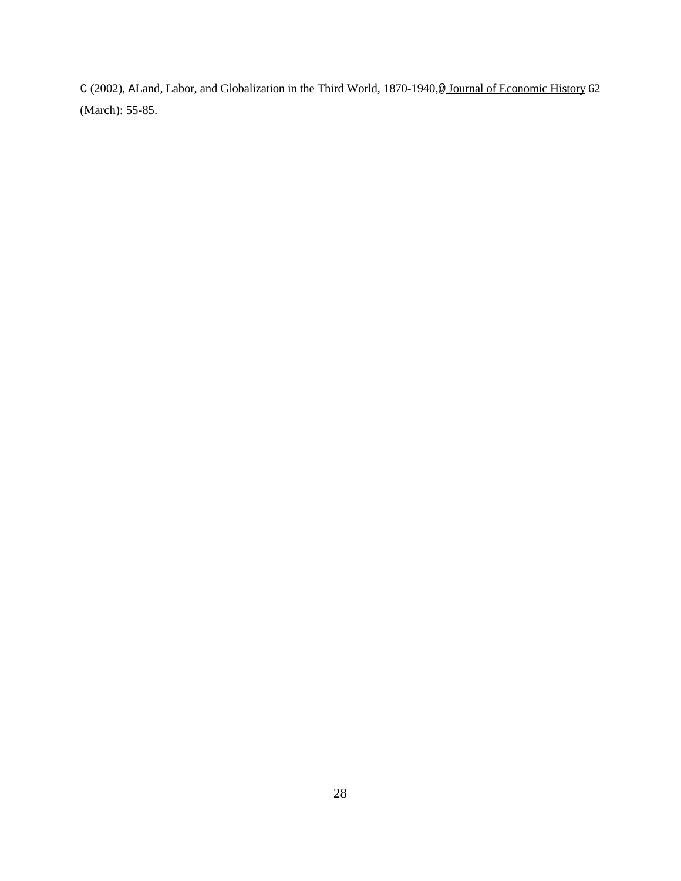C (2002), ALand, Labor, and Globalization in the Third World, 1870-1940,@ Journal of Economic History 62 (March): 55-85.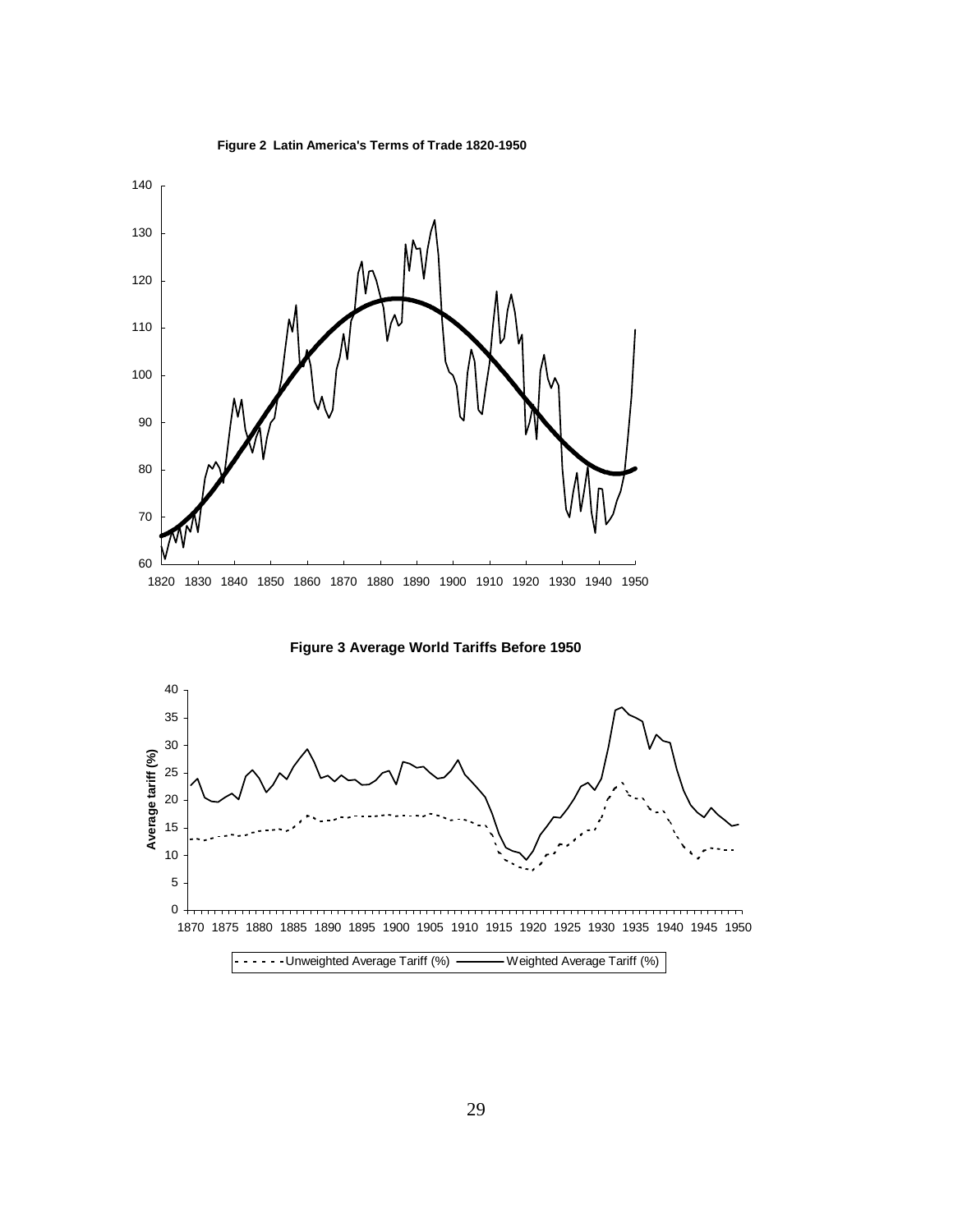**Figure 2 Latin America's Terms of Trade 1820-1950**

**Figure 3 Average World Tariffs Before 1950**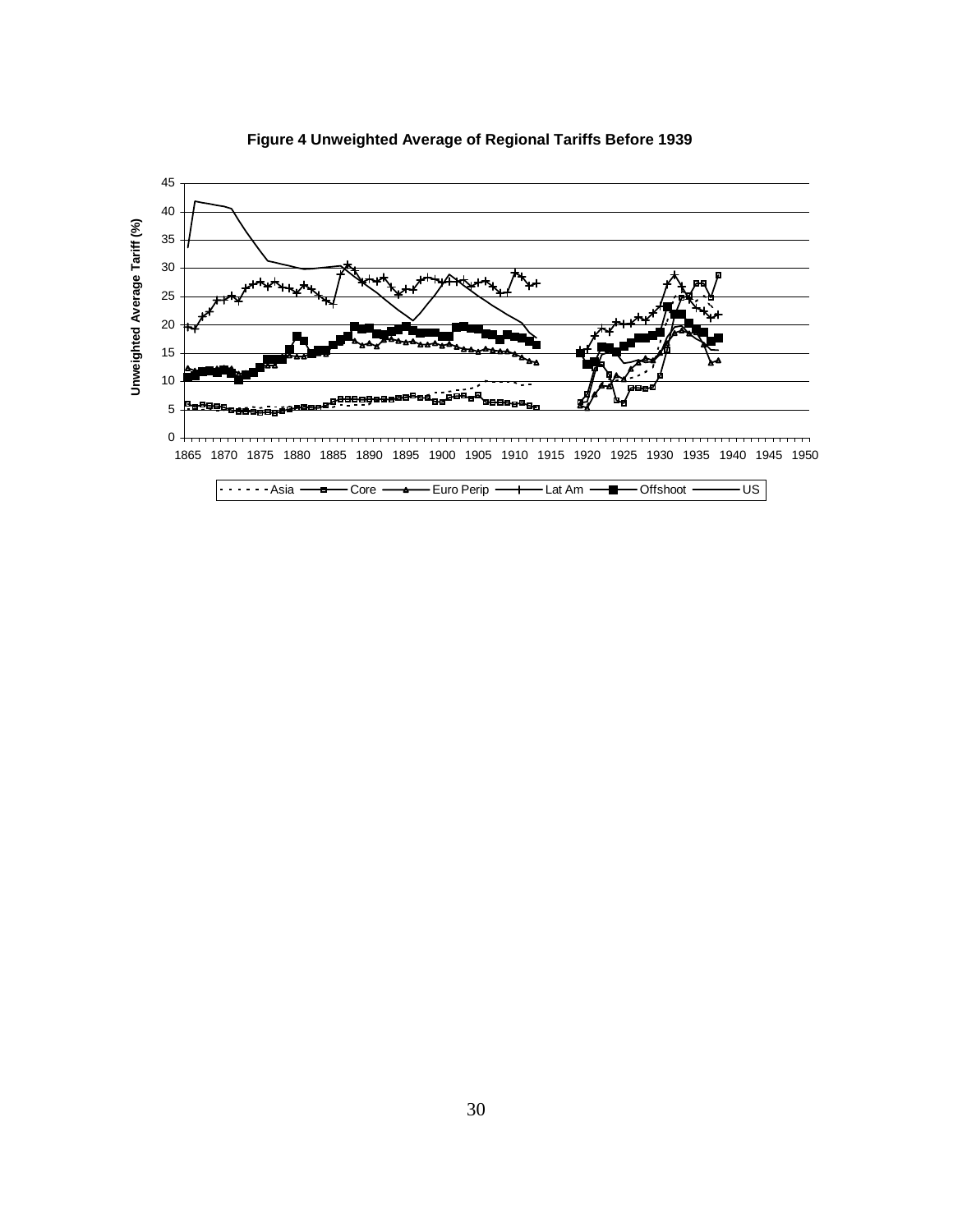**Figure 4 Unweighted Average of Regional Tariffs Before 1939**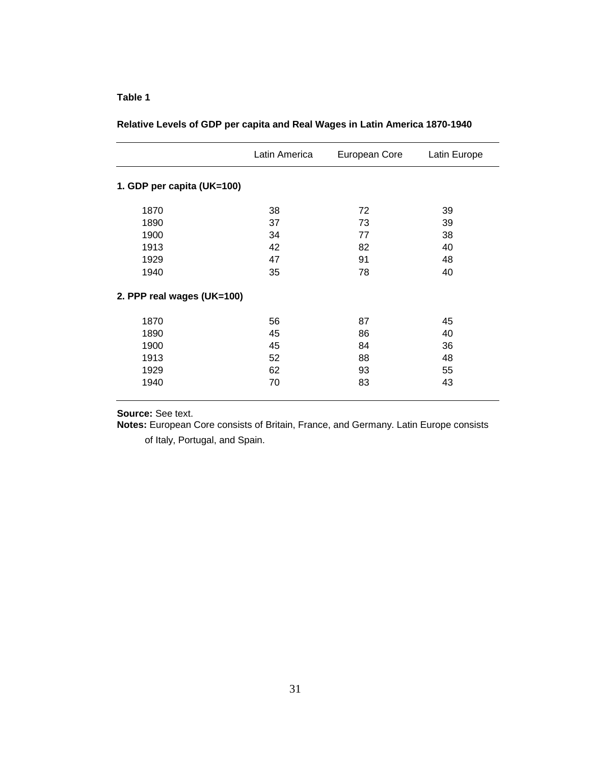**Table 1**

**Relative Levels of GDP per capita and Real Wages in Latin America 1870-1940**

| | Latin America | European Core | Latin Europe |
|---|---|---|---|
| **1. GDP per capita (UK=100)** | | | |
| 1870 | 38 | 72 | 39 |
| 1890 | 37 | 73 | 39 |
| 1900 | 34 | 77 | 38 |
| 1913 | 42 | 82 | 40 |
| 1929 | 47 | 91 | 48 |
| 1940 | 35 | 78 | 40 |
| **2. PPP real wages (UK=100)** | | | |
| 1870 | 56 | 87 | 45 |
| 1890 | 45 | 86 | 40 |
| 1900 | 45 | 84 | 36 |
| 1913 | 52 | 88 | 48 |
| 1929 | 62 | 93 | 55 |
| 1940 | 70 | 83 | 43 |

**Source:** See text.
**Notes:** European Core consists of Britain, France, and Germany. Latin Europe consists of Italy, Portugal, and Spain.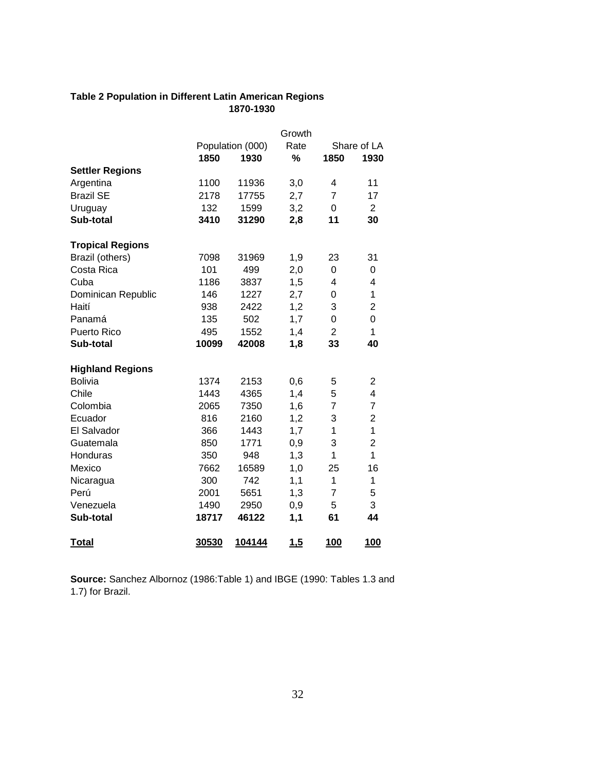**Table 2 Population in Different Latin American Regions 1870-1930**

| | Population (000) | | Growth Rate | Share of LA | |
|---|---|---|---|---|---|
| | **1850** | **1930** | **%** | **1850** | **1930** |
| **Settler Regions** | | | | | |
| Argentina | 1100 | 11936 | 3,0 | 4 | 11 |
| Brazil SE | 2178 | 17755 | 2,7 | 7 | 17 |
| Uruguay | 132 | 1599 | 3,2 | 0 | 2 |
| **Sub-total** | **3410** | **31290** | **2,8** | **11** | **30** |
| **Tropical Regions** | | | | | |
| Brazil (others) | 7098 | 31969 | 1,9 | 23 | 31 |
| Costa Rica | 101 | 499 | 2,0 | 0 | 0 |
| Cuba | 1186 | 3837 | 1,5 | 4 | 4 |
| Dominican Republic | 146 | 1227 | 2,7 | 0 | 1 |
| Haití | 938 | 2422 | 1,2 | 3 | 2 |
| Panamá | 135 | 502 | 1,7 | 0 | 0 |
| Puerto Rico | 495 | 1552 | 1,4 | 2 | 1 |
| **Sub-total** | **10099** | **42008** | **1,8** | **33** | **40** |
| **Highland Regions** | | | | | |
| Bolivia | 1374 | 2153 | 0,6 | 5 | 2 |
| Chile | 1443 | 4365 | 1,4 | 5 | 4 |
| Colombia | 2065 | 7350 | 1,6 | 7 | 7 |
| Ecuador | 816 | 2160 | 1,2 | 3 | 2 |
| El Salvador | 366 | 1443 | 1,7 | 1 | 1 |
| Guatemala | 850 | 1771 | 0,9 | 3 | 2 |
| Honduras | 350 | 948 | 1,3 | 1 | 1 |
| Mexico | 7662 | 16589 | 1,0 | 25 | 16 |
| Nicaragua | 300 | 742 | 1,1 | 1 | 1 |
| Perú | 2001 | 5651 | 1,3 | 7 | 5 |
| Venezuela | 1490 | 2950 | 0,9 | 5 | 3 |
| **Sub-total** | **18717** | **46122** | **1,1** | **61** | **44** |
| **Total** | **30530** | **104144** | **1,5** | **100** | **100** |

**Source:** Sanchez Albornoz (1986:Table 1) and IBGE (1990: Tables 1.3 and 1.7) for Brazil.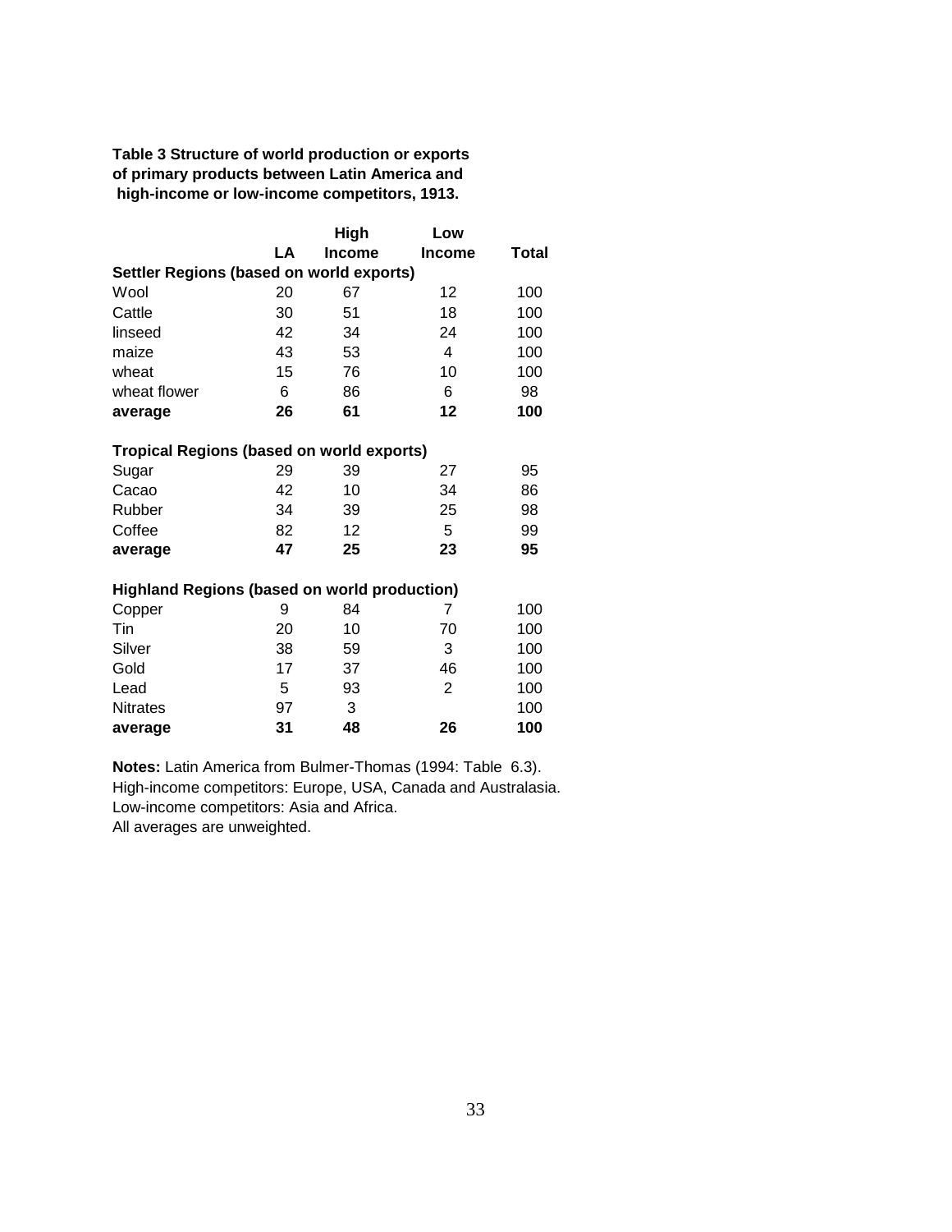**Table 3 Structure of world production or exports of primary products between Latin America and high-income or low-income competitors, 1913.**

| | LA | High Income | Low Income | Total |
|---|---|---|---|---|
| **Settler Regions (based on world exports)** | | | | |
| Wool | 20 | 67 | 12 | 100 |
| Cattle | 30 | 51 | 18 | 100 |
| linseed | 42 | 34 | 24 | 100 |
| maize | 43 | 53 | 4 | 100 |
| wheat | 15 | 76 | 10 | 100 |
| wheat flower | 6 | 86 | 6 | 98 |
| **average** | **26** | **61** | **12** | **100** |
| **Tropical Regions (based on world exports)** | | | | |
| Sugar | 29 | 39 | 27 | 95 |
| Cacao | 42 | 10 | 34 | 86 |
| Rubber | 34 | 39 | 25 | 98 |
| Coffee | 82 | 12 | 5 | 99 |
| **average** | **47** | **25** | **23** | **95** |
| **Highland Regions (based on world production)** | | | | |
| Copper | 9 | 84 | 7 | 100 |
| Tin | 20 | 10 | 70 | 100 |
| Silver | 38 | 59 | 3 | 100 |
| Gold | 17 | 37 | 46 | 100 |
| Lead | 5 | 93 | 2 | 100 |
| Nitrates | 97 | 3 | | 100 |
| **average** | **31** | **48** | **26** | **100** |

**Notes:** Latin America from Bulmer-Thomas (1994: Table 6.3).
High-income competitors: Europe, USA, Canada and Australasia.
Low-income competitors: Asia and Africa.
All averages are unweighted.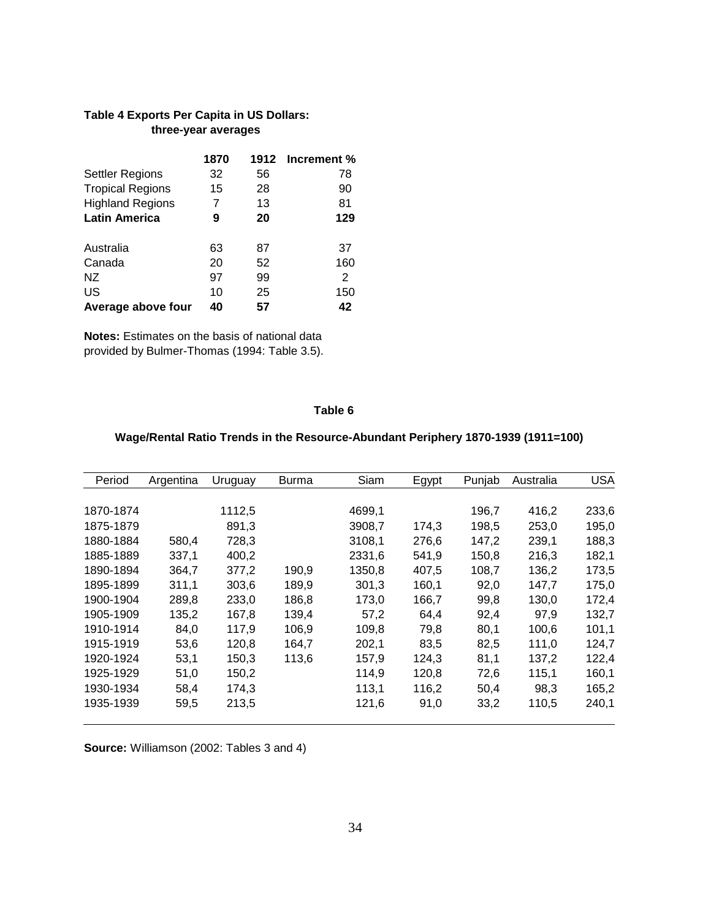**Table 4 Exports Per Capita in US Dollars: three-year averages**

| | 1870 | 1912 | Increment % |
|---|---|---|---|
| Settler Regions | 32 | 56 | 78 |
| Tropical Regions | 15 | 28 | 90 |
| Highland Regions | 7 | 13 | 81 |
| **Latin America** | **9** | **20** | **129** |
| Australia | 63 | 87 | 37 |
| Canada | 20 | 52 | 160 |
| NZ | 97 | 99 | 2 |
| US | 10 | 25 | 150 |
| **Average above four** | **40** | **57** | **42** |

**Notes:** Estimates on the basis of national data provided by Bulmer-Thomas (1994: Table 3.5).

**Table 6**

**Wage/Rental Ratio Trends in the Resource-Abundant Periphery 1870-1939 (1911=100)**

| Period | Argentina | Uruguay | Burma | Siam | Egypt | Punjab | Australia | USA |
|---|---|---|---|---|---|---|---|---|
| 1870-1874 | | 1112,5 | | 4699,1 | | 196,7 | 416,2 | 233,6 |
| 1875-1879 | | 891,3 | | 3908,7 | 174,3 | 198,5 | 253,0 | 195,0 |
| 1880-1884 | 580,4 | 728,3 | | 3108,1 | 276,6 | 147,2 | 239,1 | 188,3 |
| 1885-1889 | 337,1 | 400,2 | | 2331,6 | 541,9 | 150,8 | 216,3 | 182,1 |
| 1890-1894 | 364,7 | 377,2 | 190,9 | 1350,8 | 407,5 | 108,7 | 136,2 | 173,5 |
| 1895-1899 | 311,1 | 303,6 | 189,9 | 301,3 | 160,1 | 92,0 | 147,7 | 175,0 |
| 1900-1904 | 289,8 | 233,0 | 186,8 | 173,0 | 166,7 | 99,8 | 130,0 | 172,4 |
| 1905-1909 | 135,2 | 167,8 | 139,4 | 57,2 | 64,4 | 92,4 | 97,9 | 132,7 |
| 1910-1914 | 84,0 | 117,9 | 106,9 | 109,8 | 79,8 | 80,1 | 100,6 | 101,1 |
| 1915-1919 | 53,6 | 120,8 | 164,7 | 202,1 | 83,5 | 82,5 | 111,0 | 124,7 |
| 1920-1924 | 53,1 | 150,3 | 113,6 | 157,9 | 124,3 | 81,1 | 137,2 | 122,4 |
| 1925-1929 | 51,0 | 150,2 | | 114,9 | 120,8 | 72,6 | 115,1 | 160,1 |
| 1930-1934 | 58,4 | 174,3 | | 113,1 | 116,2 | 50,4 | 98,3 | 165,2 |
| 1935-1939 | 59,5 | 213,5 | | 121,6 | 91,0 | 33,2 | 110,5 | 240,1 |

**Source:** Williamson (2002: Tables 3 and 4)